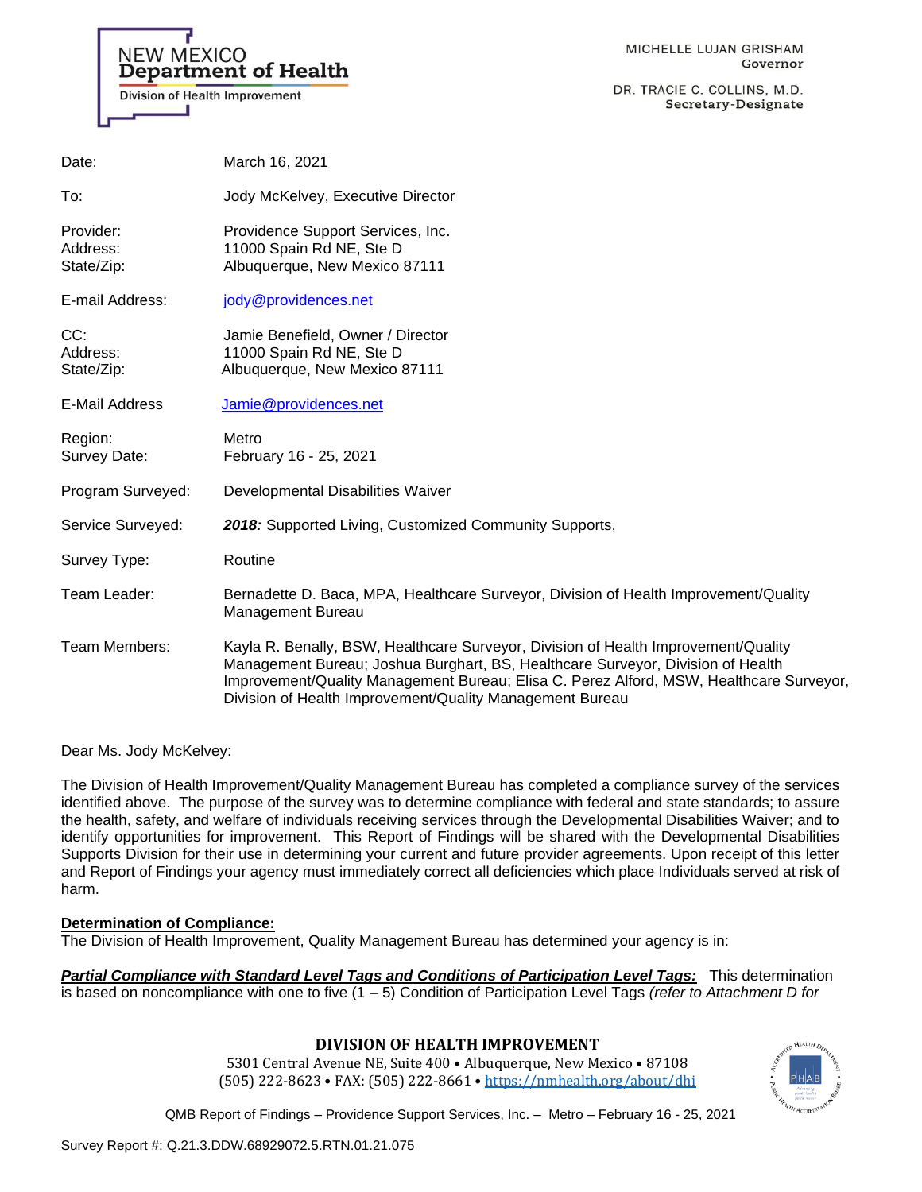NEW MEXICO
**Department of Health**
Division of Health Improvement

MICHELLE LUJAN GRISHAM
**Governor**

DR. TRACIE C. COLLINS, M.D.
**Secretary-Designate**

| | |
|---|---|
| Date: | March 16, 2021 |
| To: | Jody McKelvey, Executive Director |
| Provider: | Providence Support Services, Inc. |
| Address: | 11000 Spain Rd NE, Ste D |
| State/Zip: | Albuquerque, New Mexico 87111 |
| E-mail Address: | jody@providences.net |
| CC: | Jamie Benefield, Owner / Director |
| Address: | 11000 Spain Rd NE, Ste D |
| State/Zip: | Albuquerque, New Mexico 87111 |
| E-Mail Address | Jamie@providences.net |
| Region: | Metro |
| Survey Date: | February 16 - 25, 2021 |
| Program Surveyed: | Developmental Disabilities Waiver |
| Service Surveyed: | ***2018:*** Supported Living, Customized Community Supports, |
| Survey Type: | Routine |
| Team Leader: | Bernadette D. Baca, MPA, Healthcare Surveyor, Division of Health Improvement/Quality Management Bureau |
| Team Members: | Kayla R. Benally, BSW, Healthcare Surveyor, Division of Health Improvement/Quality Management Bureau; Joshua Burghart, BS, Healthcare Surveyor, Division of Health Improvement/Quality Management Bureau; Elisa C. Perez Alford, MSW, Healthcare Surveyor, Division of Health Improvement/Quality Management Bureau |

Dear Ms. Jody McKelvey:

The Division of Health Improvement/Quality Management Bureau has completed a compliance survey of the services identified above. The purpose of the survey was to determine compliance with federal and state standards; to assure the health, safety, and welfare of individuals receiving services through the Developmental Disabilities Waiver; and to identify opportunities for improvement. This Report of Findings will be shared with the Developmental Disabilities Supports Division for their use in determining your current and future provider agreements. Upon receipt of this letter and Report of Findings your agency must immediately correct all deficiencies which place Individuals served at risk of harm.

**Determination of Compliance:**

The Division of Health Improvement, Quality Management Bureau has determined your agency is in:

***Partial Compliance with Standard Level Tags and Conditions of Participation Level Tags:*** This determination is based on noncompliance with one to five (1 – 5) Condition of Participation Level Tags *(refer to Attachment D for*

**DIVISION OF HEALTH IMPROVEMENT**
5301 Central Avenue NE, Suite 400 • Albuquerque, New Mexico • 87108
(505) 222-8623 • FAX: (505) 222-8661 • https://nmhealth.org/about/dhi

Survey Report #: Q.21.3.DDW.68929072.5.RTN.01.21.075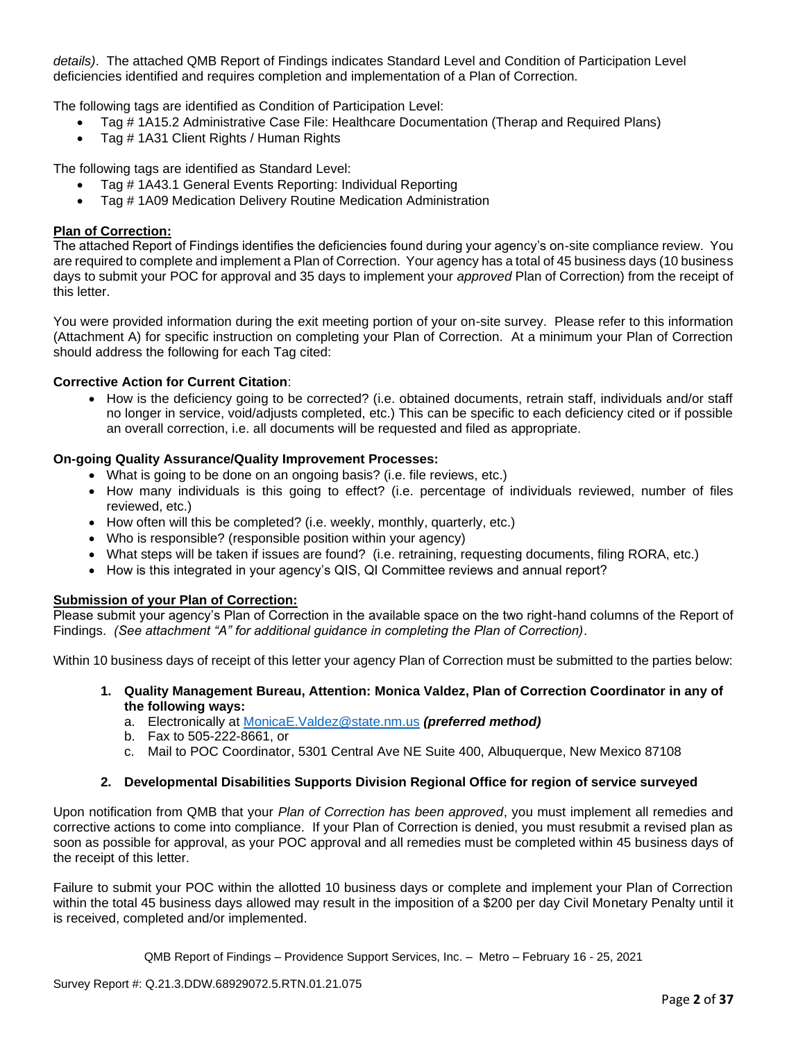*details)*. The attached QMB Report of Findings indicates Standard Level and Condition of Participation Level deficiencies identified and requires completion and implementation of a Plan of Correction.

The following tags are identified as Condition of Participation Level:

- Tag # 1A15.2 Administrative Case File: Healthcare Documentation (Therap and Required Plans)
- Tag # 1A31 Client Rights / Human Rights

The following tags are identified as Standard Level:

- Tag # 1A43.1 General Events Reporting: Individual Reporting
- Tag # 1A09 Medication Delivery Routine Medication Administration

**Plan of Correction:**

The attached Report of Findings identifies the deficiencies found during your agency's on-site compliance review. You are required to complete and implement a Plan of Correction. Your agency has a total of 45 business days (10 business days to submit your POC for approval and 35 days to implement your *approved* Plan of Correction) from the receipt of this letter.

You were provided information during the exit meeting portion of your on-site survey. Please refer to this information (Attachment A) for specific instruction on completing your Plan of Correction. At a minimum your Plan of Correction should address the following for each Tag cited:

**Corrective Action for Current Citation**:

- How is the deficiency going to be corrected? (i.e. obtained documents, retrain staff, individuals and/or staff no longer in service, void/adjusts completed, etc.) This can be specific to each deficiency cited or if possible an overall correction, i.e. all documents will be requested and filed as appropriate.

**On-going Quality Assurance/Quality Improvement Processes:**

- What is going to be done on an ongoing basis? (i.e. file reviews, etc.)
- How many individuals is this going to effect? (i.e. percentage of individuals reviewed, number of files reviewed, etc.)
- How often will this be completed? (i.e. weekly, monthly, quarterly, etc.)
- Who is responsible? (responsible position within your agency)
- What steps will be taken if issues are found? (i.e. retraining, requesting documents, filing RORA, etc.)
- How is this integrated in your agency's QIS, QI Committee reviews and annual report?

**Submission of your Plan of Correction:**

Please submit your agency's Plan of Correction in the available space on the two right-hand columns of the Report of Findings. *(See attachment "A" for additional guidance in completing the Plan of Correction)*.

Within 10 business days of receipt of this letter your agency Plan of Correction must be submitted to the parties below:

1. **Quality Management Bureau, Attention: Monica Valdez, Plan of Correction Coordinator in any of the following ways:**
   a. Electronically at MonicaE.Valdez@state.nm.us ***(preferred method)***
   b. Fax to 505-222-8661, or
   c. Mail to POC Coordinator, 5301 Central Ave NE Suite 400, Albuquerque, New Mexico 87108

2. **Developmental Disabilities Supports Division Regional Office for region of service surveyed**

Upon notification from QMB that your *Plan of Correction has been approved*, you must implement all remedies and corrective actions to come into compliance. If your Plan of Correction is denied, you must resubmit a revised plan as soon as possible for approval, as your POC approval and all remedies must be completed within 45 business days of the receipt of this letter.

Failure to submit your POC within the allotted 10 business days or complete and implement your Plan of Correction within the total 45 business days allowed may result in the imposition of a $200 per day Civil Monetary Penalty until it is received, completed and/or implemented.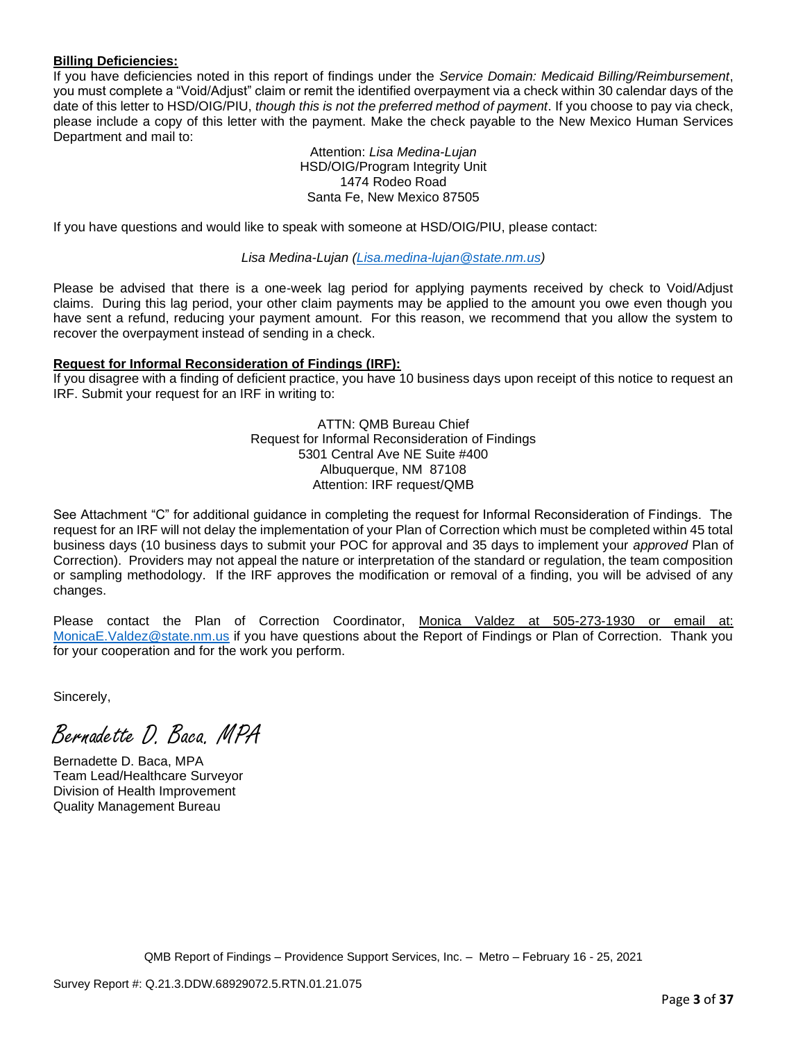**Billing Deficiencies:**

If you have deficiencies noted in this report of findings under the *Service Domain: Medicaid Billing/Reimbursement*, you must complete a "Void/Adjust" claim or remit the identified overpayment via a check within 30 calendar days of the date of this letter to HSD/OIG/PIU, *though this is not the preferred method of payment*. If you choose to pay via check, please include a copy of this letter with the payment. Make the check payable to the New Mexico Human Services Department and mail to:

Attention: *Lisa Medina-Lujan*
HSD/OIG/Program Integrity Unit
1474 Rodeo Road
Santa Fe, New Mexico 87505

If you have questions and would like to speak with someone at HSD/OIG/PIU, please contact:

*Lisa Medina-Lujan (Lisa.medina-lujan@state.nm.us)*

Please be advised that there is a one-week lag period for applying payments received by check to Void/Adjust claims. During this lag period, your other claim payments may be applied to the amount you owe even though you have sent a refund, reducing your payment amount. For this reason, we recommend that you allow the system to recover the overpayment instead of sending in a check.

**Request for Informal Reconsideration of Findings (IRF):**

If you disagree with a finding of deficient practice, you have 10 business days upon receipt of this notice to request an IRF. Submit your request for an IRF in writing to:

ATTN: QMB Bureau Chief
Request for Informal Reconsideration of Findings
5301 Central Ave NE Suite #400
Albuquerque, NM 87108
Attention: IRF request/QMB

See Attachment "C" for additional guidance in completing the request for Informal Reconsideration of Findings. The request for an IRF will not delay the implementation of your Plan of Correction which must be completed within 45 total business days (10 business days to submit your POC for approval and 35 days to implement your *approved* Plan of Correction). Providers may not appeal the nature or interpretation of the standard or regulation, the team composition or sampling methodology. If the IRF approves the modification or removal of a finding, you will be advised of any changes.

Please contact the Plan of Correction Coordinator, Monica Valdez at 505-273-1930 or email at: MonicaE.Valdez@state.nm.us if you have questions about the Report of Findings or Plan of Correction. Thank you for your cooperation and for the work you perform.

Sincerely,

*Bernadette D. Baca, MPA*

Bernadette D. Baca, MPA
Team Lead/Healthcare Surveyor
Division of Health Improvement
Quality Management Bureau

QMB Report of Findings – Providence Support Services, Inc. – Metro – February 16 - 25, 2021

Survey Report #: Q.21.3.DDW.68929072.5.RTN.01.21.075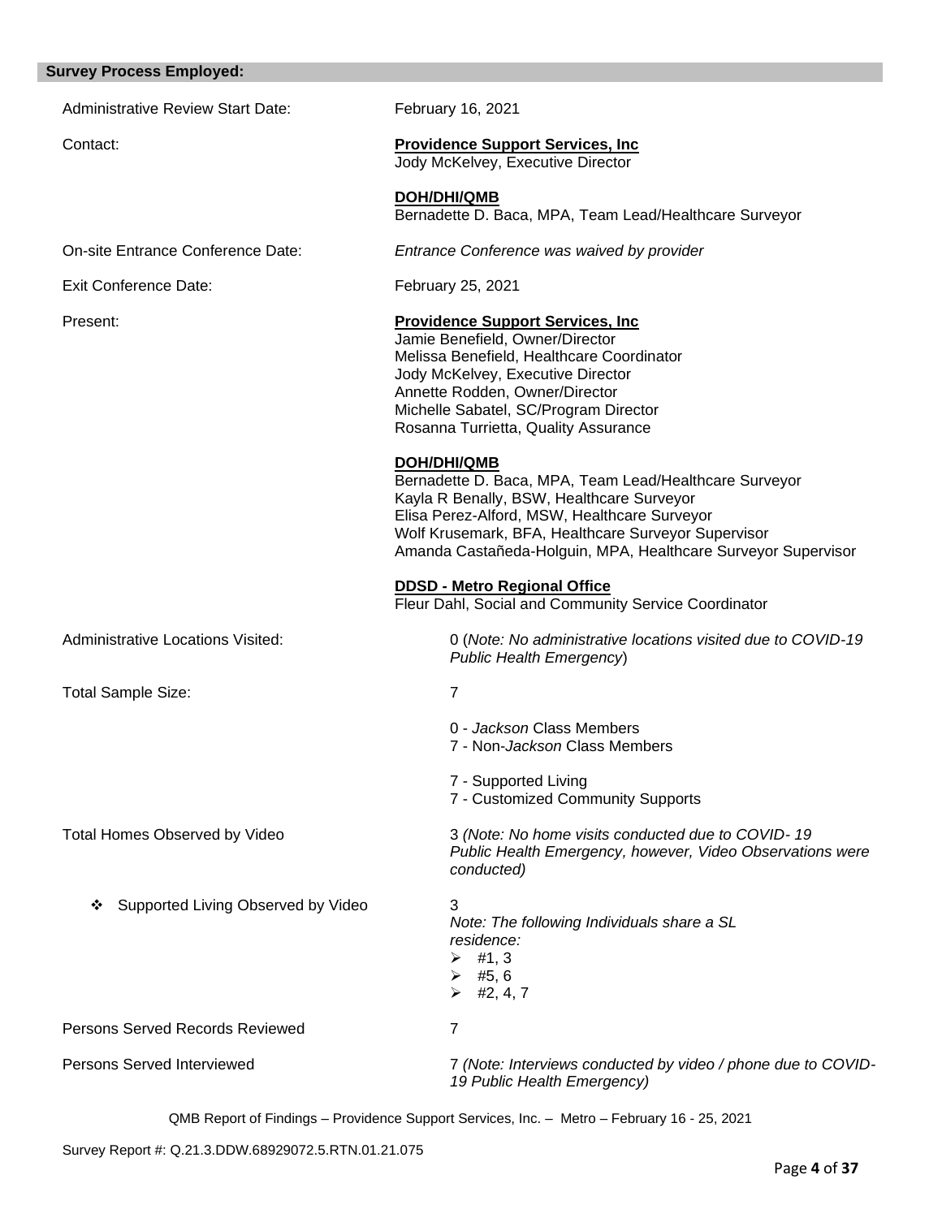## Survey Process Employed:

| | |
|---|---|
| Administrative Review Start Date: | February 16, 2021 |
| Contact: | **Providence Support Services, Inc**<br>Jody McKelvey, Executive Director<br><br>**DOH/DHI/QMB**<br>Bernadette D. Baca, MPA, Team Lead/Healthcare Surveyor |
| On-site Entrance Conference Date: | *Entrance Conference was waived by provider* |
| Exit Conference Date: | February 25, 2021 |
| Present: | **Providence Support Services, Inc**<br>Jamie Benefield, Owner/Director<br>Melissa Benefield, Healthcare Coordinator<br>Jody McKelvey, Executive Director<br>Annette Rodden, Owner/Director<br>Michelle Sabatel, SC/Program Director<br>Rosanna Turrietta, Quality Assurance<br><br>**DOH/DHI/QMB**<br>Bernadette D. Baca, MPA, Team Lead/Healthcare Surveyor<br>Kayla R Benally, BSW, Healthcare Surveyor<br>Elisa Perez-Alford, MSW, Healthcare Surveyor<br>Wolf Krusemark, BFA, Healthcare Surveyor Supervisor<br>Amanda Castañeda-Holguin, MPA, Healthcare Surveyor Supervisor<br><br>**DDSD - Metro Regional Office**<br>Fleur Dahl, Social and Community Service Coordinator |
| Administrative Locations Visited: | 0 (*Note: No administrative locations visited due to COVID-19 Public Health Emergency*) |
| Total Sample Size: | 7<br><br>0 - *Jackson* Class Members<br>7 - Non-*Jackson* Class Members<br><br>7 - Supported Living<br>7 - Customized Community Supports |
| Total Homes Observed by Video | 3 *(Note: No home visits conducted due to COVID- 19 Public Health Emergency, however, Video Observations were conducted)* |
| ❖ Supported Living Observed by Video | 3<br>*Note: The following Individuals share a SL residence:*<br>➢ #1, 3<br>➢ #5, 6<br>➢ #2, 4, 7 |
| Persons Served Records Reviewed | 7 |
| Persons Served Interviewed | 7 *(Note: Interviews conducted by video / phone due to COVID-19 Public Health Emergency)* |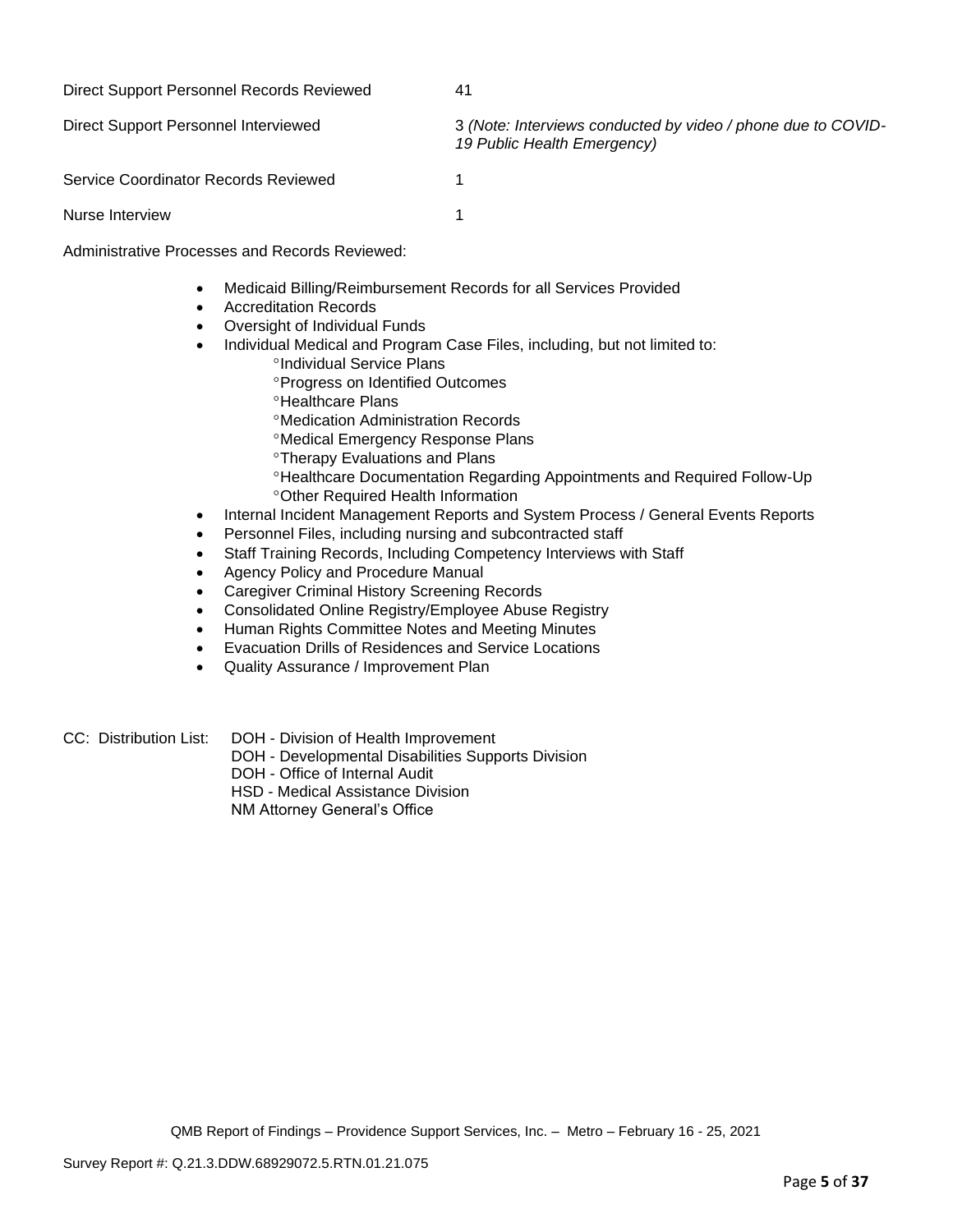| | |
|---|---|
| Direct Support Personnel Records Reviewed | 41 |
| Direct Support Personnel Interviewed | 3 *(Note: Interviews conducted by video / phone due to COVID-19 Public Health Emergency)* |
| Service Coordinator Records Reviewed | 1 |
| Nurse Interview | 1 |

Administrative Processes and Records Reviewed:

- Medicaid Billing/Reimbursement Records for all Services Provided
- Accreditation Records
- Oversight of Individual Funds
- Individual Medical and Program Case Files, including, but not limited to:
  - °Individual Service Plans
  - °Progress on Identified Outcomes
  - °Healthcare Plans
  - °Medication Administration Records
  - °Medical Emergency Response Plans
  - °Therapy Evaluations and Plans
  - °Healthcare Documentation Regarding Appointments and Required Follow-Up
  - °Other Required Health Information
- Internal Incident Management Reports and System Process / General Events Reports
- Personnel Files, including nursing and subcontracted staff
- Staff Training Records, Including Competency Interviews with Staff
- Agency Policy and Procedure Manual
- Caregiver Criminal History Screening Records
- Consolidated Online Registry/Employee Abuse Registry
- Human Rights Committee Notes and Meeting Minutes
- Evacuation Drills of Residences and Service Locations
- Quality Assurance / Improvement Plan

CC: Distribution List: DOH - Division of Health Improvement
DOH - Developmental Disabilities Supports Division
DOH - Office of Internal Audit
HSD - Medical Assistance Division
NM Attorney General's Office

QMB Report of Findings – Providence Support Services, Inc. – Metro – February 16 - 25, 2021

Survey Report #: Q.21.3.DDW.68929072.5.RTN.01.21.075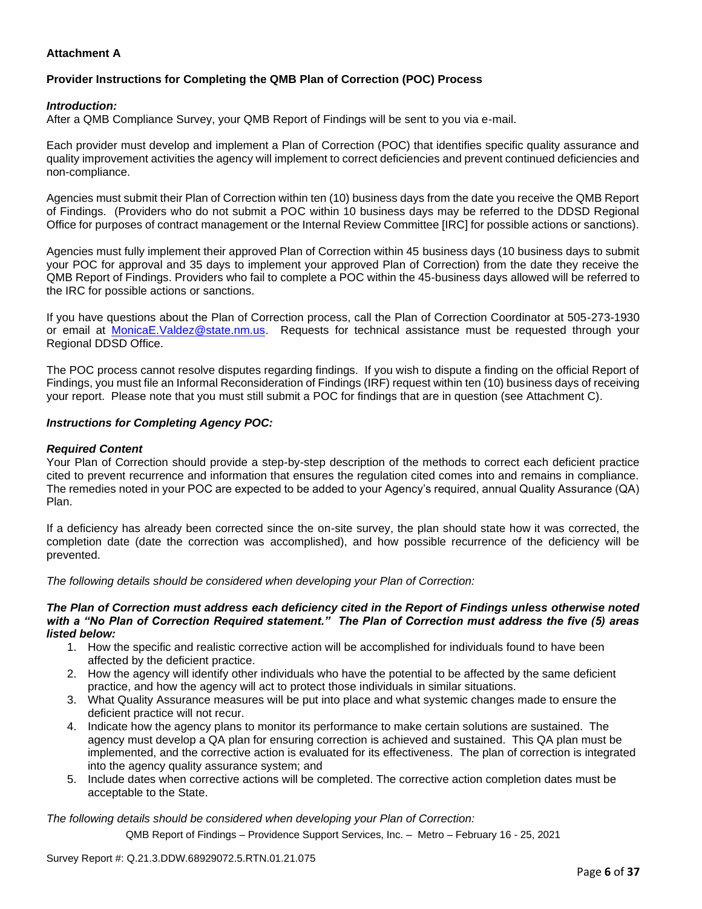**Attachment A**

**Provider Instructions for Completing the QMB Plan of Correction (POC) Process**

***Introduction:***

After a QMB Compliance Survey, your QMB Report of Findings will be sent to you via e-mail.

Each provider must develop and implement a Plan of Correction (POC) that identifies specific quality assurance and quality improvement activities the agency will implement to correct deficiencies and prevent continued deficiencies and non-compliance.

Agencies must submit their Plan of Correction within ten (10) business days from the date you receive the QMB Report of Findings. (Providers who do not submit a POC within 10 business days may be referred to the DDSD Regional Office for purposes of contract management or the Internal Review Committee [IRC] for possible actions or sanctions).

Agencies must fully implement their approved Plan of Correction within 45 business days (10 business days to submit your POC for approval and 35 days to implement your approved Plan of Correction) from the date they receive the QMB Report of Findings. Providers who fail to complete a POC within the 45-business days allowed will be referred to the IRC for possible actions or sanctions.

If you have questions about the Plan of Correction process, call the Plan of Correction Coordinator at 505-273-1930 or email at MonicaE.Valdez@state.nm.us. Requests for technical assistance must be requested through your Regional DDSD Office.

The POC process cannot resolve disputes regarding findings. If you wish to dispute a finding on the official Report of Findings, you must file an Informal Reconsideration of Findings (IRF) request within ten (10) business days of receiving your report. Please note that you must still submit a POC for findings that are in question (see Attachment C).

***Instructions for Completing Agency POC:***

***Required Content***

Your Plan of Correction should provide a step-by-step description of the methods to correct each deficient practice cited to prevent recurrence and information that ensures the regulation cited comes into and remains in compliance. The remedies noted in your POC are expected to be added to your Agency's required, annual Quality Assurance (QA) Plan.

If a deficiency has already been corrected since the on-site survey, the plan should state how it was corrected, the completion date (date the correction was accomplished), and how possible recurrence of the deficiency will be prevented.

*The following details should be considered when developing your Plan of Correction:*

***The Plan of Correction must address each deficiency cited in the Report of Findings unless otherwise noted with a "No Plan of Correction Required statement." The Plan of Correction must address the five (5) areas listed below:***

1. How the specific and realistic corrective action will be accomplished for individuals found to have been affected by the deficient practice.
2. How the agency will identify other individuals who have the potential to be affected by the same deficient practice, and how the agency will act to protect those individuals in similar situations.
3. What Quality Assurance measures will be put into place and what systemic changes made to ensure the deficient practice will not recur.
4. Indicate how the agency plans to monitor its performance to make certain solutions are sustained. The agency must develop a QA plan for ensuring correction is achieved and sustained. This QA plan must be implemented, and the corrective action is evaluated for its effectiveness. The plan of correction is integrated into the agency quality assurance system; and
5. Include dates when corrective actions will be completed. The corrective action completion dates must be acceptable to the State.

*The following details should be considered when developing your Plan of Correction:*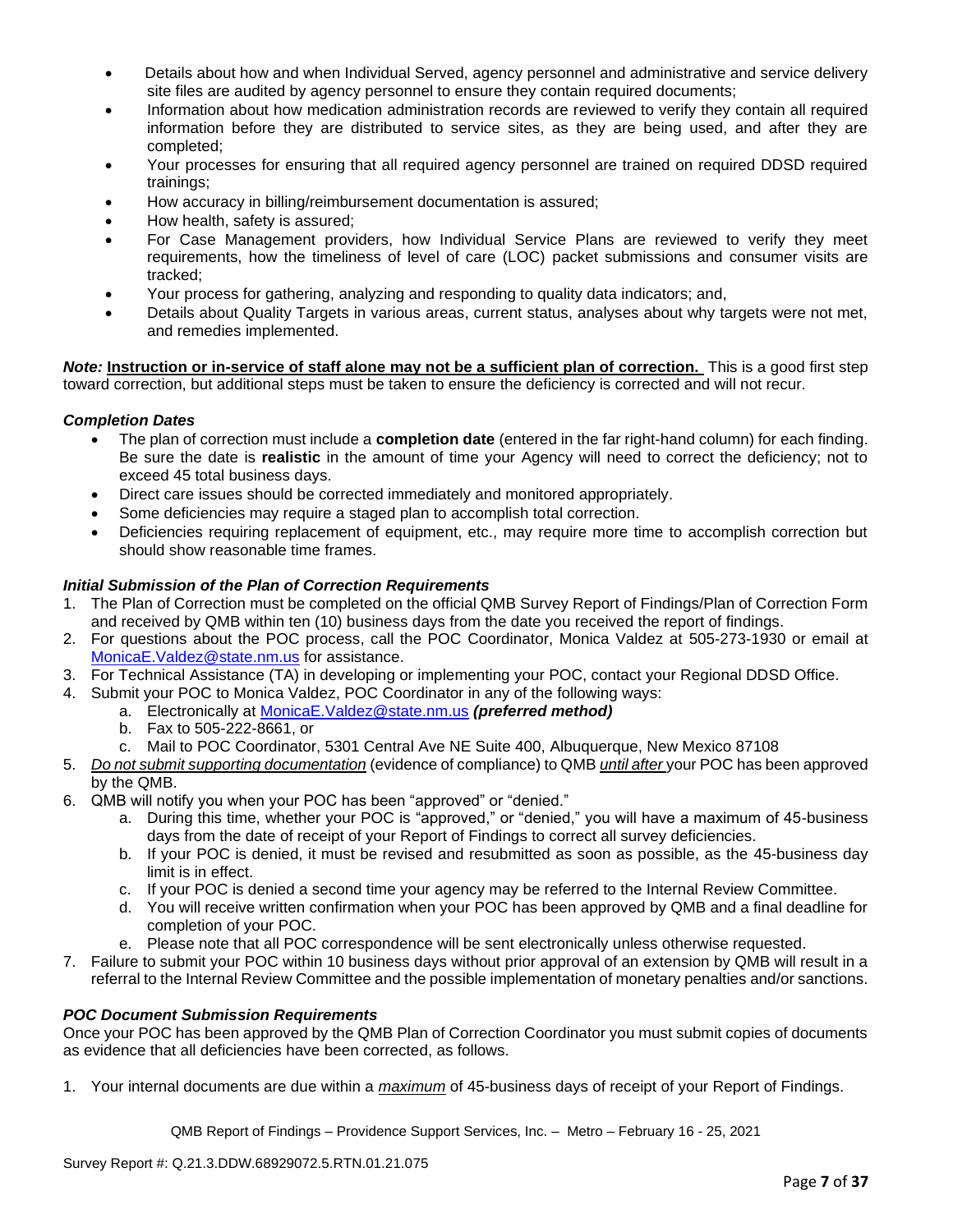- Details about how and when Individual Served, agency personnel and administrative and service delivery site files are audited by agency personnel to ensure they contain required documents;
- Information about how medication administration records are reviewed to verify they contain all required information before they are distributed to service sites, as they are being used, and after they are completed;
- Your processes for ensuring that all required agency personnel are trained on required DDSD required trainings;
- How accuracy in billing/reimbursement documentation is assured;
- How health, safety is assured;
- For Case Management providers, how Individual Service Plans are reviewed to verify they meet requirements, how the timeliness of level of care (LOC) packet submissions and consumer visits are tracked;
- Your process for gathering, analyzing and responding to quality data indicators; and,
- Details about Quality Targets in various areas, current status, analyses about why targets were not met, and remedies implemented.

***Note:*** **Instruction or in-service of staff alone may not be a sufficient plan of correction.** This is a good first step toward correction, but additional steps must be taken to ensure the deficiency is corrected and will not recur.

### *Completion Dates*

- The plan of correction must include a **completion date** (entered in the far right-hand column) for each finding. Be sure the date is **realistic** in the amount of time your Agency will need to correct the deficiency; not to exceed 45 total business days.
- Direct care issues should be corrected immediately and monitored appropriately.
- Some deficiencies may require a staged plan to accomplish total correction.
- Deficiencies requiring replacement of equipment, etc., may require more time to accomplish correction but should show reasonable time frames.

### *Initial Submission of the Plan of Correction Requirements*

1. The Plan of Correction must be completed on the official QMB Survey Report of Findings/Plan of Correction Form and received by QMB within ten (10) business days from the date you received the report of findings.
2. For questions about the POC process, call the POC Coordinator, Monica Valdez at 505-273-1930 or email at MonicaE.Valdez@state.nm.us for assistance.
3. For Technical Assistance (TA) in developing or implementing your POC, contact your Regional DDSD Office.
4. Submit your POC to Monica Valdez, POC Coordinator in any of the following ways:
   a. Electronically at MonicaE.Valdez@state.nm.us ***(preferred method)***
   b. Fax to 505-222-8661, or
   c. Mail to POC Coordinator, 5301 Central Ave NE Suite 400, Albuquerque, New Mexico 87108
5. *Do not submit supporting documentation* (evidence of compliance) to QMB *until after* your POC has been approved by the QMB.
6. QMB will notify you when your POC has been "approved" or "denied."
   a. During this time, whether your POC is "approved," or "denied," you will have a maximum of 45-business days from the date of receipt of your Report of Findings to correct all survey deficiencies.
   b. If your POC is denied, it must be revised and resubmitted as soon as possible, as the 45-business day limit is in effect.
   c. If your POC is denied a second time your agency may be referred to the Internal Review Committee.
   d. You will receive written confirmation when your POC has been approved by QMB and a final deadline for completion of your POC.
   e. Please note that all POC correspondence will be sent electronically unless otherwise requested.
7. Failure to submit your POC within 10 business days without prior approval of an extension by QMB will result in a referral to the Internal Review Committee and the possible implementation of monetary penalties and/or sanctions.

### *POC Document Submission Requirements*

Once your POC has been approved by the QMB Plan of Correction Coordinator you must submit copies of documents as evidence that all deficiencies have been corrected, as follows.

1. Your internal documents are due within a *maximum* of 45-business days of receipt of your Report of Findings.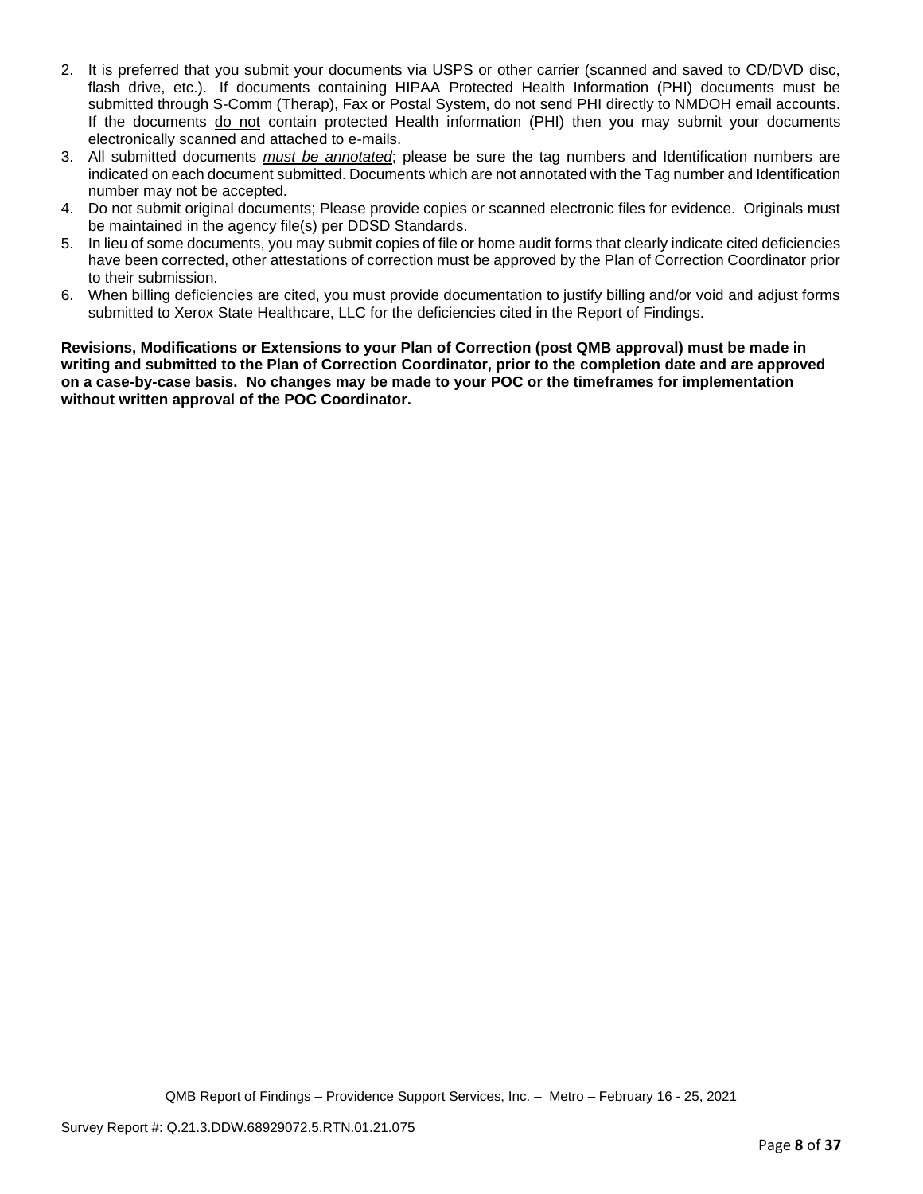2. It is preferred that you submit your documents via USPS or other carrier (scanned and saved to CD/DVD disc, flash drive, etc.). If documents containing HIPAA Protected Health Information (PHI) documents must be submitted through S-Comm (Therap), Fax or Postal System, do not send PHI directly to NMDOH email accounts. If the documents do not contain protected Health information (PHI) then you may submit your documents electronically scanned and attached to e-mails.
3. All submitted documents ***must be annotated***; please be sure the tag numbers and Identification numbers are indicated on each document submitted. Documents which are not annotated with the Tag number and Identification number may not be accepted.
4. Do not submit original documents; Please provide copies or scanned electronic files for evidence. Originals must be maintained in the agency file(s) per DDSD Standards.
5. In lieu of some documents, you may submit copies of file or home audit forms that clearly indicate cited deficiencies have been corrected, other attestations of correction must be approved by the Plan of Correction Coordinator prior to their submission.
6. When billing deficiencies are cited, you must provide documentation to justify billing and/or void and adjust forms submitted to Xerox State Healthcare, LLC for the deficiencies cited in the Report of Findings.

**Revisions, Modifications or Extensions to your Plan of Correction (post QMB approval) must be made in writing and submitted to the Plan of Correction Coordinator, prior to the completion date and are approved on a case-by-case basis. No changes may be made to your POC or the timeframes for implementation without written approval of the POC Coordinator.**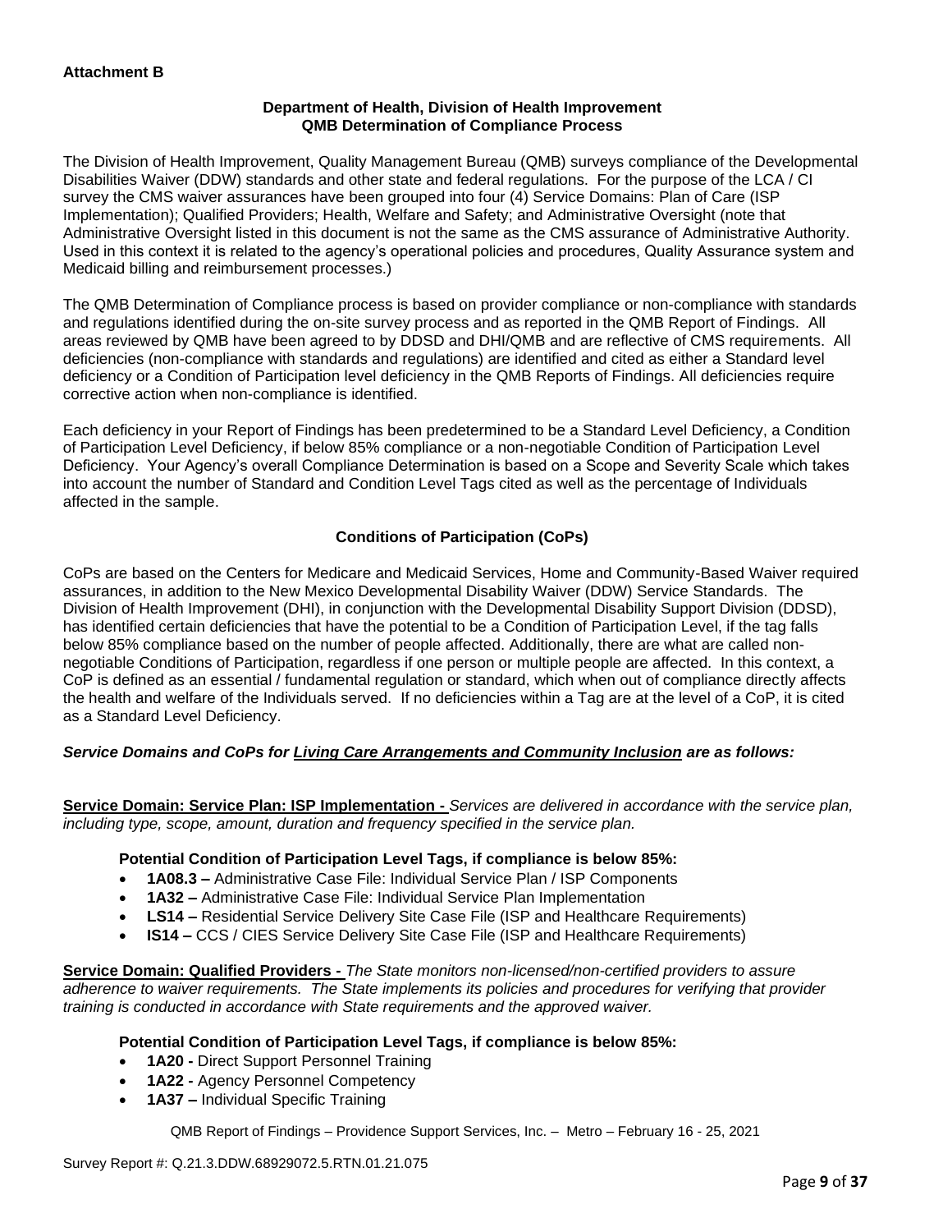**Attachment B**

**Department of Health, Division of Health Improvement**
**QMB Determination of Compliance Process**

The Division of Health Improvement, Quality Management Bureau (QMB) surveys compliance of the Developmental Disabilities Waiver (DDW) standards and other state and federal regulations. For the purpose of the LCA / CI survey the CMS waiver assurances have been grouped into four (4) Service Domains: Plan of Care (ISP Implementation); Qualified Providers; Health, Welfare and Safety; and Administrative Oversight (note that Administrative Oversight listed in this document is not the same as the CMS assurance of Administrative Authority. Used in this context it is related to the agency's operational policies and procedures, Quality Assurance system and Medicaid billing and reimbursement processes.)

The QMB Determination of Compliance process is based on provider compliance or non-compliance with standards and regulations identified during the on-site survey process and as reported in the QMB Report of Findings. All areas reviewed by QMB have been agreed to by DDSD and DHI/QMB and are reflective of CMS requirements. All deficiencies (non-compliance with standards and regulations) are identified and cited as either a Standard level deficiency or a Condition of Participation level deficiency in the QMB Reports of Findings. All deficiencies require corrective action when non-compliance is identified.

Each deficiency in your Report of Findings has been predetermined to be a Standard Level Deficiency, a Condition of Participation Level Deficiency, if below 85% compliance or a non-negotiable Condition of Participation Level Deficiency. Your Agency's overall Compliance Determination is based on a Scope and Severity Scale which takes into account the number of Standard and Condition Level Tags cited as well as the percentage of Individuals affected in the sample.

**Conditions of Participation (CoPs)**

CoPs are based on the Centers for Medicare and Medicaid Services, Home and Community-Based Waiver required assurances, in addition to the New Mexico Developmental Disability Waiver (DDW) Service Standards. The Division of Health Improvement (DHI), in conjunction with the Developmental Disability Support Division (DDSD), has identified certain deficiencies that have the potential to be a Condition of Participation Level, if the tag falls below 85% compliance based on the number of people affected. Additionally, there are what are called non-negotiable Conditions of Participation, regardless if one person or multiple people are affected. In this context, a CoP is defined as an essential / fundamental regulation or standard, which when out of compliance directly affects the health and welfare of the Individuals served. If no deficiencies within a Tag are at the level of a CoP, it is cited as a Standard Level Deficiency.

***Service Domains and CoPs for Living Care Arrangements and Community Inclusion are as follows:***

**Service Domain: Service Plan: ISP Implementation -** *Services are delivered in accordance with the service plan, including type, scope, amount, duration and frequency specified in the service plan.*

**Potential Condition of Participation Level Tags, if compliance is below 85%:**

- **1A08.3 –** Administrative Case File: Individual Service Plan / ISP Components
- **1A32 –** Administrative Case File: Individual Service Plan Implementation
- **LS14 –** Residential Service Delivery Site Case File (ISP and Healthcare Requirements)
- **IS14 –** CCS / CIES Service Delivery Site Case File (ISP and Healthcare Requirements)

**Service Domain: Qualified Providers -** *The State monitors non-licensed/non-certified providers to assure adherence to waiver requirements. The State implements its policies and procedures for verifying that provider training is conducted in accordance with State requirements and the approved waiver.*

**Potential Condition of Participation Level Tags, if compliance is below 85%:**

- **1A20 -** Direct Support Personnel Training
- **1A22 -** Agency Personnel Competency
- **1A37 –** Individual Specific Training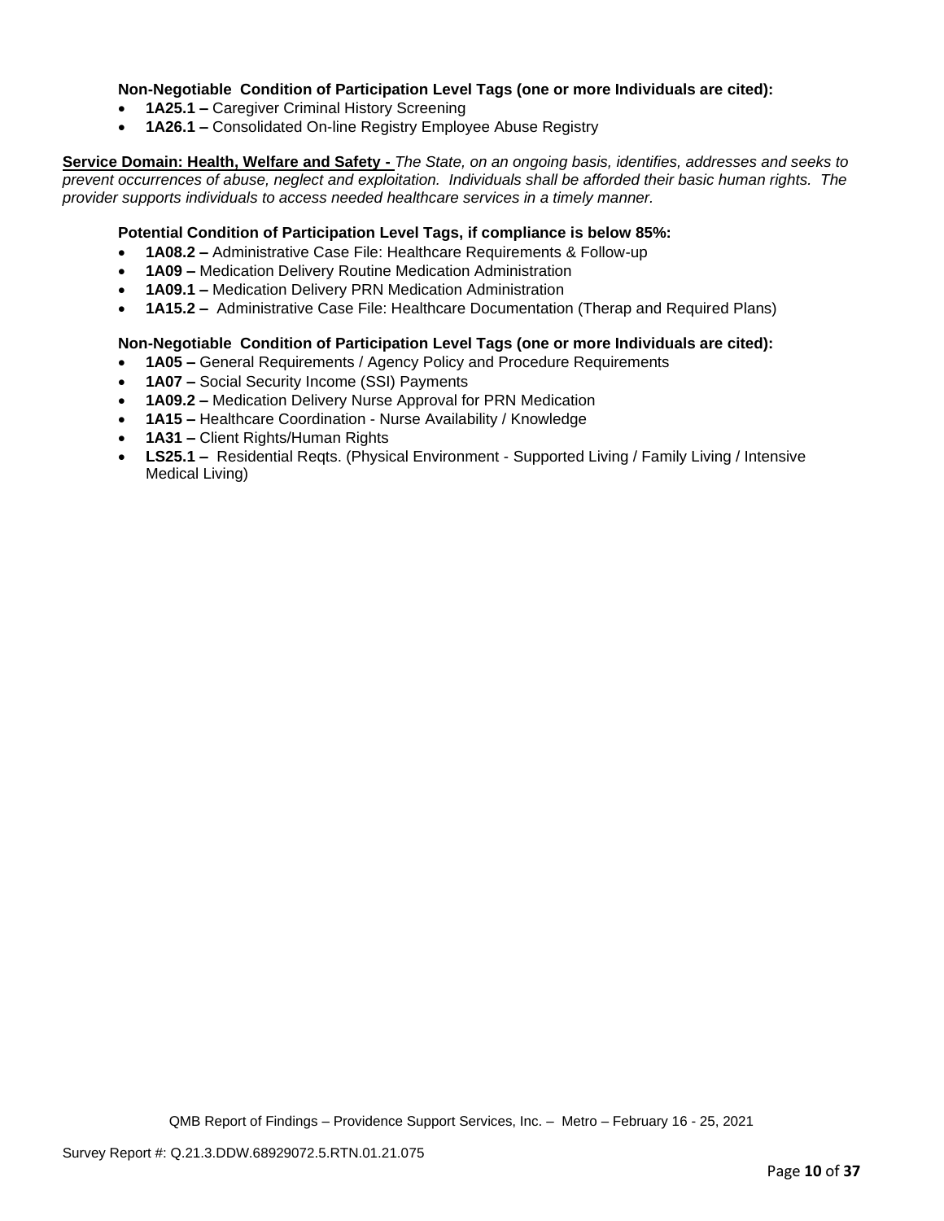**Non-Negotiable Condition of Participation Level Tags (one or more Individuals are cited):**

- **1A25.1 –** Caregiver Criminal History Screening
- **1A26.1 –** Consolidated On-line Registry Employee Abuse Registry

**Service Domain: Health, Welfare and Safety -** *The State, on an ongoing basis, identifies, addresses and seeks to prevent occurrences of abuse, neglect and exploitation. Individuals shall be afforded their basic human rights. The provider supports individuals to access needed healthcare services in a timely manner.*

**Potential Condition of Participation Level Tags, if compliance is below 85%:**

- **1A08.2 –** Administrative Case File: Healthcare Requirements & Follow-up
- **1A09 –** Medication Delivery Routine Medication Administration
- **1A09.1 –** Medication Delivery PRN Medication Administration
- **1A15.2 –** Administrative Case File: Healthcare Documentation (Therap and Required Plans)

**Non-Negotiable Condition of Participation Level Tags (one or more Individuals are cited):**

- **1A05 –** General Requirements / Agency Policy and Procedure Requirements
- **1A07 –** Social Security Income (SSI) Payments
- **1A09.2 –** Medication Delivery Nurse Approval for PRN Medication
- **1A15 –** Healthcare Coordination - Nurse Availability / Knowledge
- **1A31 –** Client Rights/Human Rights
- **LS25.1 –** Residential Reqts. (Physical Environment - Supported Living / Family Living / Intensive Medical Living)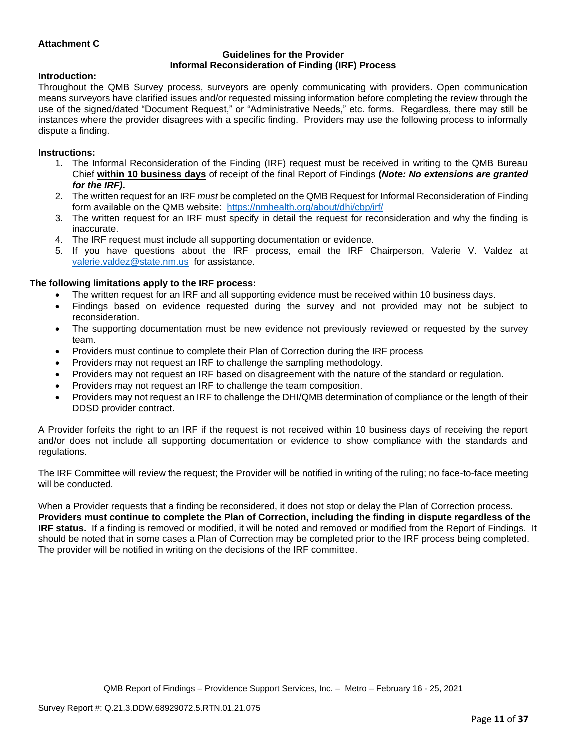**Attachment C**

**Guidelines for the Provider**
**Informal Reconsideration of Finding (IRF) Process**

**Introduction:**

Throughout the QMB Survey process, surveyors are openly communicating with providers. Open communication means surveyors have clarified issues and/or requested missing information before completing the review through the use of the signed/dated "Document Request," or "Administrative Needs," etc. forms. Regardless, there may still be instances where the provider disagrees with a specific finding. Providers may use the following process to informally dispute a finding.

**Instructions:**

1. The Informal Reconsideration of the Finding (IRF) request must be received in writing to the QMB Bureau Chief **within 10 business days** of receipt of the final Report of Findings **(*Note: No extensions are granted for the IRF)*.**
2. The written request for an IRF *must* be completed on the QMB Request for Informal Reconsideration of Finding form available on the QMB website: https://nmhealth.org/about/dhi/cbp/irf/
3. The written request for an IRF must specify in detail the request for reconsideration and why the finding is inaccurate.
4. The IRF request must include all supporting documentation or evidence.
5. If you have questions about the IRF process, email the IRF Chairperson, Valerie V. Valdez at valerie.valdez@state.nm.us for assistance.

**The following limitations apply to the IRF process:**

- The written request for an IRF and all supporting evidence must be received within 10 business days.
- Findings based on evidence requested during the survey and not provided may not be subject to reconsideration.
- The supporting documentation must be new evidence not previously reviewed or requested by the survey team.
- Providers must continue to complete their Plan of Correction during the IRF process
- Providers may not request an IRF to challenge the sampling methodology.
- Providers may not request an IRF based on disagreement with the nature of the standard or regulation.
- Providers may not request an IRF to challenge the team composition.
- Providers may not request an IRF to challenge the DHI/QMB determination of compliance or the length of their DDSD provider contract.

A Provider forfeits the right to an IRF if the request is not received within 10 business days of receiving the report and/or does not include all supporting documentation or evidence to show compliance with the standards and regulations.

The IRF Committee will review the request; the Provider will be notified in writing of the ruling; no face-to-face meeting will be conducted.

When a Provider requests that a finding be reconsidered, it does not stop or delay the Plan of Correction process. **Providers must continue to complete the Plan of Correction, including the finding in dispute regardless of the IRF status.** If a finding is removed or modified, it will be noted and removed or modified from the Report of Findings. It should be noted that in some cases a Plan of Correction may be completed prior to the IRF process being completed. The provider will be notified in writing on the decisions of the IRF committee.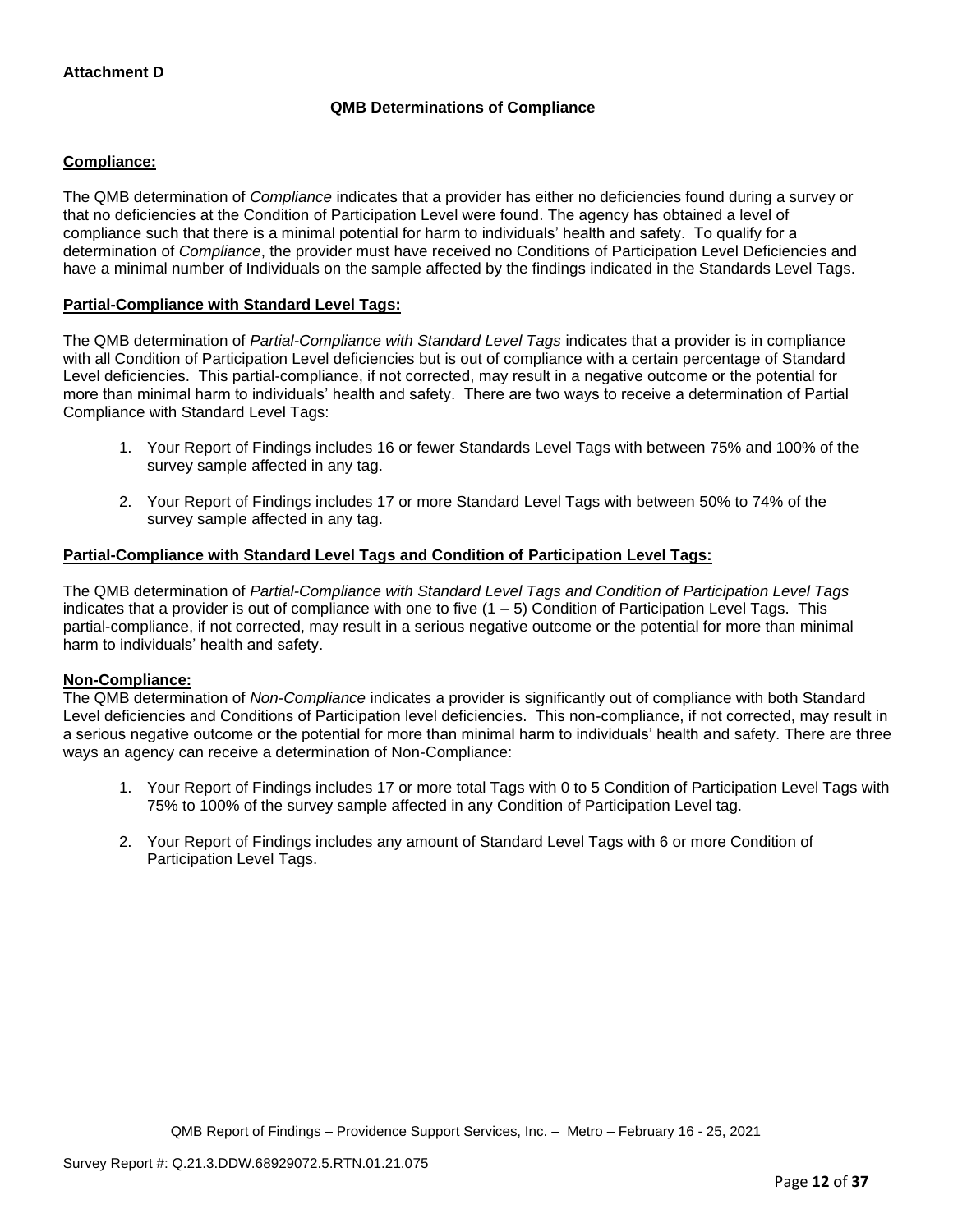**Attachment D**

## QMB Determinations of Compliance

**Compliance:**

The QMB determination of *Compliance* indicates that a provider has either no deficiencies found during a survey or that no deficiencies at the Condition of Participation Level were found. The agency has obtained a level of compliance such that there is a minimal potential for harm to individuals' health and safety. To qualify for a determination of *Compliance*, the provider must have received no Conditions of Participation Level Deficiencies and have a minimal number of Individuals on the sample affected by the findings indicated in the Standards Level Tags.

**Partial-Compliance with Standard Level Tags:**

The QMB determination of *Partial-Compliance with Standard Level Tags* indicates that a provider is in compliance with all Condition of Participation Level deficiencies but is out of compliance with a certain percentage of Standard Level deficiencies. This partial-compliance, if not corrected, may result in a negative outcome or the potential for more than minimal harm to individuals' health and safety. There are two ways to receive a determination of Partial Compliance with Standard Level Tags:

1. Your Report of Findings includes 16 or fewer Standards Level Tags with between 75% and 100% of the survey sample affected in any tag.

2. Your Report of Findings includes 17 or more Standard Level Tags with between 50% to 74% of the survey sample affected in any tag.

**Partial-Compliance with Standard Level Tags and Condition of Participation Level Tags:**

The QMB determination of *Partial-Compliance with Standard Level Tags and Condition of Participation Level Tags* indicates that a provider is out of compliance with one to five (1 – 5) Condition of Participation Level Tags. This partial-compliance, if not corrected, may result in a serious negative outcome or the potential for more than minimal harm to individuals' health and safety.

**Non-Compliance:**

The QMB determination of *Non-Compliance* indicates a provider is significantly out of compliance with both Standard Level deficiencies and Conditions of Participation level deficiencies. This non-compliance, if not corrected, may result in a serious negative outcome or the potential for more than minimal harm to individuals' health and safety. There are three ways an agency can receive a determination of Non-Compliance:

1. Your Report of Findings includes 17 or more total Tags with 0 to 5 Condition of Participation Level Tags with 75% to 100% of the survey sample affected in any Condition of Participation Level tag.

2. Your Report of Findings includes any amount of Standard Level Tags with 6 or more Condition of Participation Level Tags.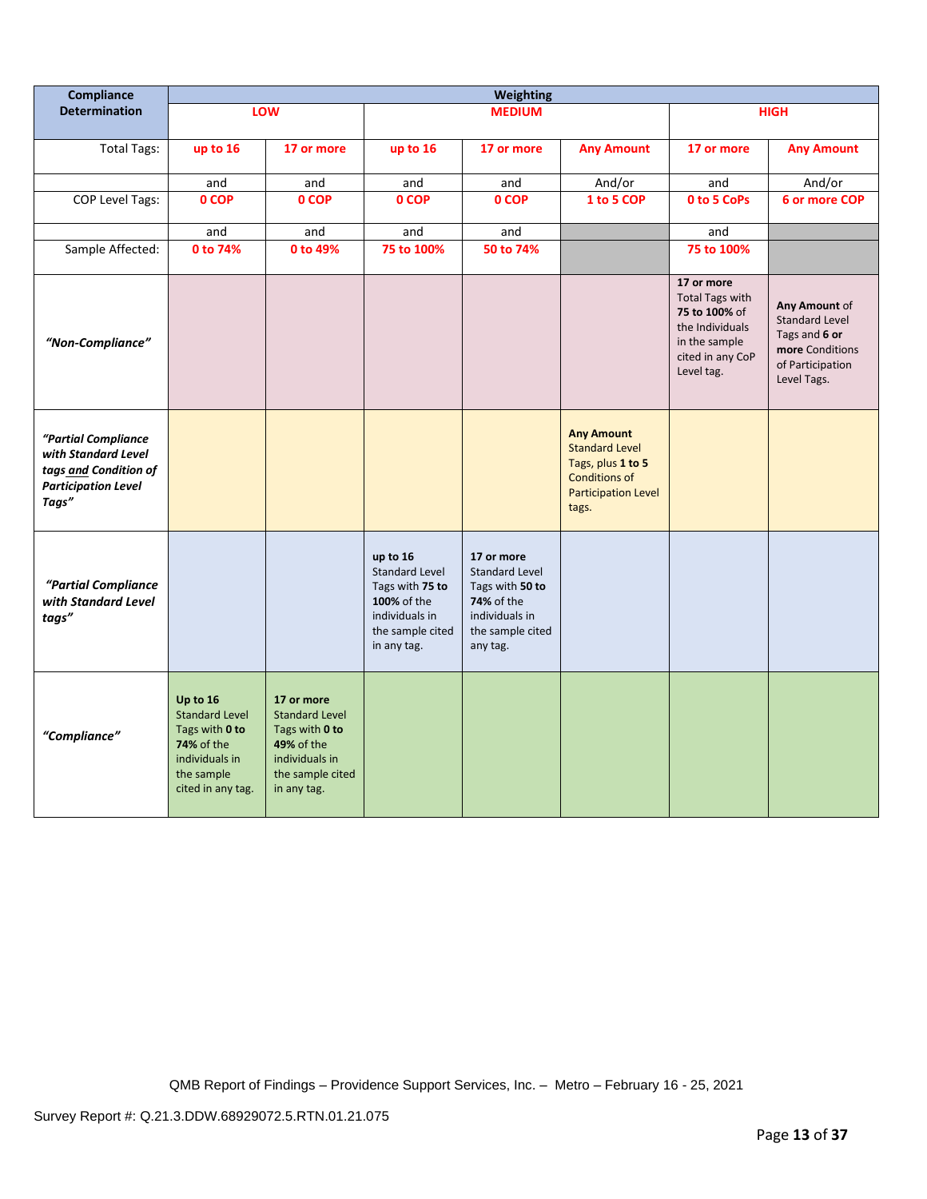| Compliance Determination | Weighting | | | | | | |
|---|---|---|---|---|---|---|---|
| | **LOW** | | **MEDIUM** | | | **HIGH** | |
| Total Tags: | **up to 16** | **17 or more** | **up to 16** | **17 or more** | **Any Amount** | **17 or more** | **Any Amount** |
| | and | and | and | and | And/or | and | And/or |
| COP Level Tags: | **0 COP** | **0 COP** | **0 COP** | **0 COP** | **1 to 5 COP** | **0 to 5 CoPs** | **6 or more COP** |
| | and | and | and | and | | and | |
| Sample Affected: | **0 to 74%** | **0 to 49%** | **75 to 100%** | **50 to 74%** | | **75 to 100%** | |
| ***"Non-Compliance"*** | | | | | | **17 or more** Total Tags with **75 to 100%** of the Individuals in the sample cited in any CoP Level tag. | **Any Amount** of Standard Level Tags and **6 or more** Conditions of Participation Level Tags. |
| ***"Partial Compliance with Standard Level tags and Condition of Participation Level Tags"*** | | | | | **Any Amount** Standard Level Tags, plus **1 to 5** Conditions of Participation Level tags. | | |
| ***"Partial Compliance with Standard Level tags"*** | | | **up to 16** Standard Level Tags with **75 to 100%** of the individuals in the sample cited in any tag. | **17 or more** Standard Level Tags with **50 to 74%** of the individuals in the sample cited any tag. | | | |
| ***"Compliance"*** | **Up to 16** Standard Level Tags with **0 to 74%** of the individuals in the sample cited in any tag. | **17 or more** Standard Level Tags with **0 to 49%** of the individuals in the sample cited in any tag. | | | | | |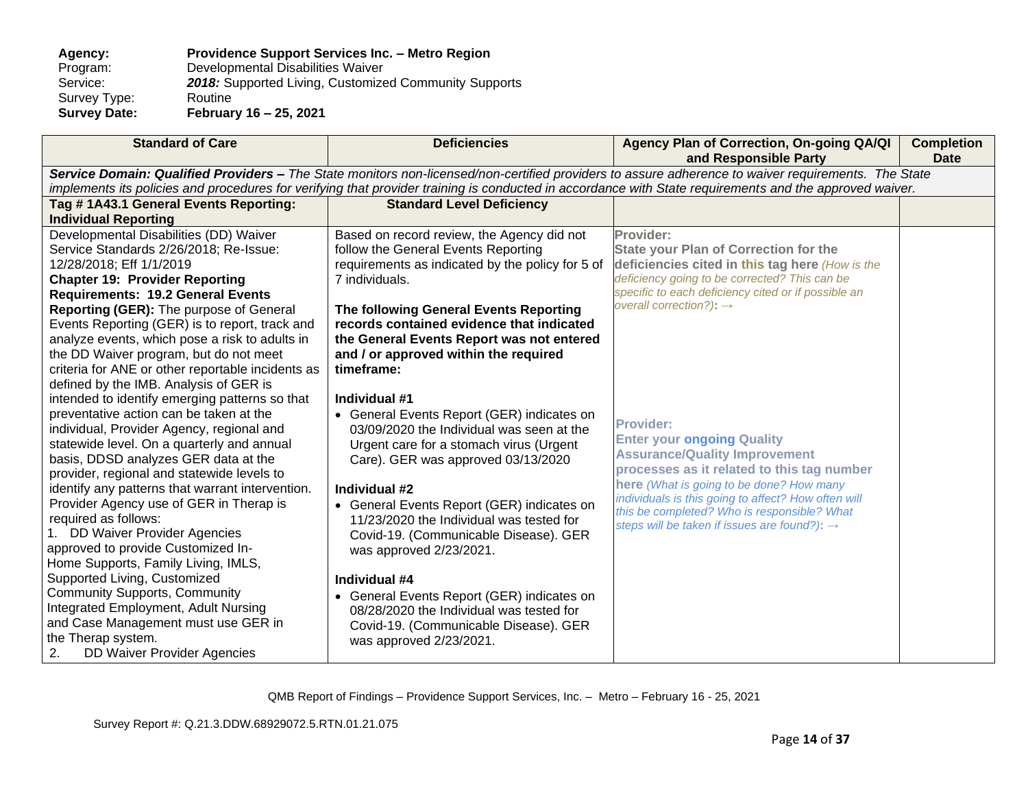**Agency:** **Providence Support Services Inc. – Metro Region**
Program: Developmental Disabilities Waiver
Service: ***2018:*** Supported Living, Customized Community Supports
Survey Type: Routine
**Survey Date:** **February 16 – 25, 2021**

| Standard of Care | Deficiencies | Agency Plan of Correction, On-going QA/QI and Responsible Party | Completion Date |
|---|---|---|---|
| ***Service Domain: Qualified Providers –*** *The State monitors non-licensed/non-certified providers to assure adherence to waiver requirements. The State implements its policies and procedures for verifying that provider training is conducted in accordance with State requirements and the approved waiver.* | | | |
| **Tag # 1A43.1 General Events Reporting: Individual Reporting** | **Standard Level Deficiency** | | |
| Developmental Disabilities (DD) Waiver Service Standards 2/26/2018; Re-Issue: 12/28/2018; Eff 1/1/2019<br>**Chapter 19: Provider Reporting Requirements: 19.2 General Events Reporting (GER):** The purpose of General Events Reporting (GER) is to report, track and analyze events, which pose a risk to adults in the DD Waiver program, but do not meet criteria for ANE or other reportable incidents as defined by the IMB. Analysis of GER is intended to identify emerging patterns so that preventative action can be taken at the individual, Provider Agency, regional and statewide level. On a quarterly and annual basis, DDSD analyzes GER data at the provider, regional and statewide levels to identify any patterns that warrant intervention. Provider Agency use of GER in Therap is required as follows:<br>1. DD Waiver Provider Agencies approved to provide Customized In-Home Supports, Family Living, IMLS, Supported Living, Customized Community Supports, Community Integrated Employment, Adult Nursing and Case Management must use GER in the Therap system.<br>2. DD Waiver Provider Agencies | Based on record review, the Agency did not follow the General Events Reporting requirements as indicated by the policy for 5 of 7 individuals.<br><br>**The following General Events Reporting records contained evidence that indicated the General Events Report was not entered and / or approved within the required timeframe:**<br><br>**Individual #1**<br>• General Events Report (GER) indicates on 03/09/2020 the Individual was seen at the Urgent care for a stomach virus (Urgent Care). GER was approved 03/13/2020<br><br>**Individual #2**<br>• General Events Report (GER) indicates on 11/23/2020 the Individual was tested for Covid-19. (Communicable Disease). GER was approved 2/23/2021.<br><br>**Individual #4**<br>• General Events Report (GER) indicates on 08/28/2020 the Individual was tested for Covid-19. (Communicable Disease). GER was approved 2/23/2021. | **Provider:**<br>**State your Plan of Correction for the deficiencies cited in this tag here** *(How is the deficiency going to be corrected? This can be specific to each deficiency cited or if possible an overall correction?)*: →<br><br><br><br>**Provider:**<br>**Enter your ongoing Quality Assurance/Quality Improvement processes as it related to this tag number here** *(What is going to be done? How many individuals is this going to affect? How often will this be completed? Who is responsible? What steps will be taken if issues are found?)*: → | |

QMB Report of Findings – Providence Support Services, Inc. – Metro – February 16 - 25, 2021

Survey Report #: Q.21.3.DDW.68929072.5.RTN.01.21.075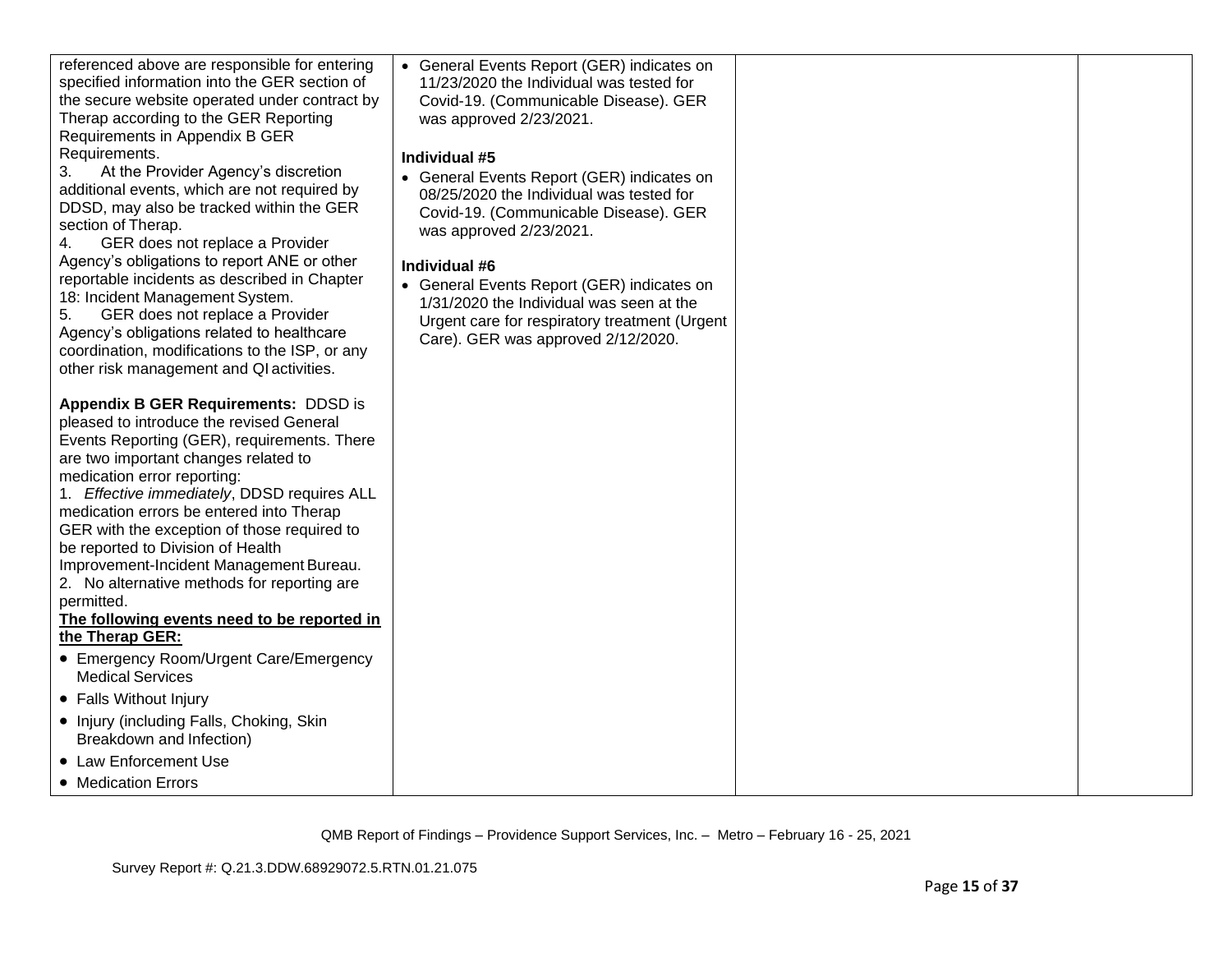| | | | |
|---|---|---|---|
| referenced above are responsible for entering specified information into the GER section of the secure website operated under contract by Therap according to the GER Reporting Requirements in Appendix B GER Requirements.<br>3. At the Provider Agency's discretion additional events, which are not required by DDSD, may also be tracked within the GER section of Therap.<br>4. GER does not replace a Provider Agency's obligations to report ANE or other reportable incidents as described in Chapter 18: Incident Management System.<br>5. GER does not replace a Provider Agency's obligations related to healthcare coordination, modifications to the ISP, or any other risk management and QI activities.<br><br>**Appendix B GER Requirements:** DDSD is pleased to introduce the revised General Events Reporting (GER), requirements. There are two important changes related to medication error reporting:<br>1. *Effective immediately*, DDSD requires ALL medication errors be entered into Therap GER with the exception of those required to be reported to Division of Health Improvement-Incident Management Bureau.<br>2. No alternative methods for reporting are permitted.<br>**The following events need to be reported in the Therap GER:**<br>• Emergency Room/Urgent Care/Emergency Medical Services<br>• Falls Without Injury<br>• Injury (including Falls, Choking, Skin Breakdown and Infection)<br>• Law Enforcement Use<br>• Medication Errors | • General Events Report (GER) indicates on 11/23/2020 the Individual was tested for Covid-19. (Communicable Disease). GER was approved 2/23/2021.<br><br>**Individual #5**<br>• General Events Report (GER) indicates on 08/25/2020 the Individual was tested for Covid-19. (Communicable Disease). GER was approved 2/23/2021.<br><br>**Individual #6**<br>• General Events Report (GER) indicates on 1/31/2020 the Individual was seen at the Urgent care for respiratory treatment (Urgent Care). GER was approved 2/12/2020. | | |

QMB Report of Findings – Providence Support Services, Inc. – Metro – February 16 - 25, 2021

Survey Report #: Q.21.3.DDW.68929072.5.RTN.01.21.075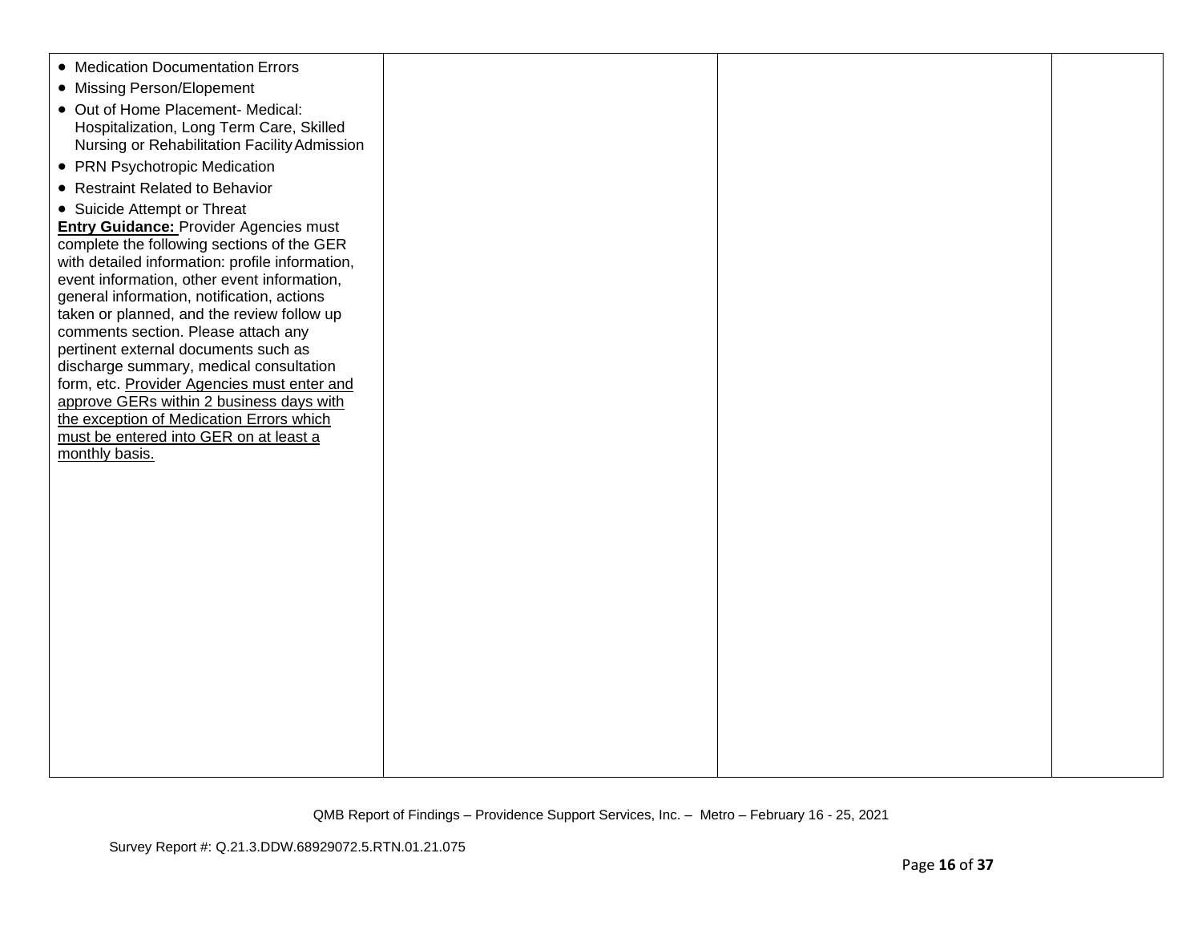| | | | |
|---|---|---|---|
| • Medication Documentation Errors<br>• Missing Person/Elopement<br>• Out of Home Placement- Medical: Hospitalization, Long Term Care, Skilled Nursing or Rehabilitation Facility Admission<br>• PRN Psychotropic Medication<br>• Restraint Related to Behavior<br>• Suicide Attempt or Threat<br>**Entry Guidance:** Provider Agencies must complete the following sections of the GER with detailed information: profile information, event information, other event information, general information, notification, actions taken or planned, and the review follow up comments section. Please attach any pertinent external documents such as discharge summary, medical consultation form, etc. Provider Agencies must enter and approve GERs within 2 business days with the exception of Medication Errors which must be entered into GER on at least a monthly basis. | | | |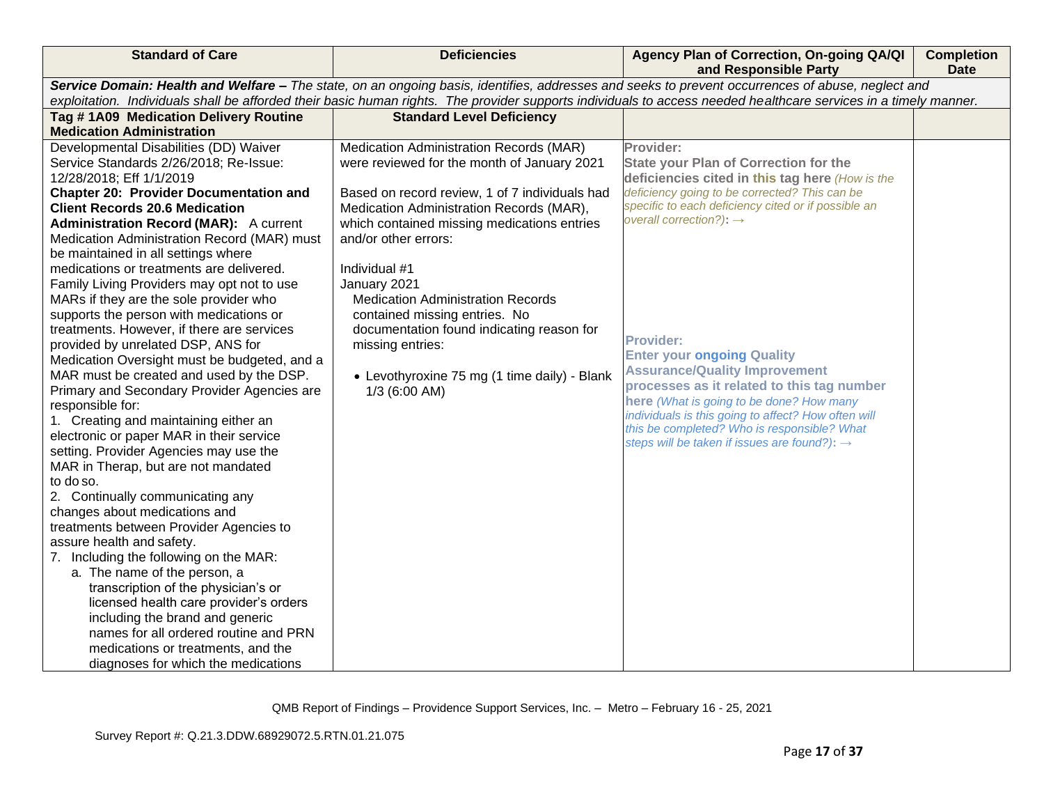| Standard of Care | Deficiencies | Agency Plan of Correction, On-going QA/QI and Responsible Party | Completion Date |
|---|---|---|---|
| ***Service Domain: Health and Welfare –*** *The state, on an ongoing basis, identifies, addresses and seeks to prevent occurrences of abuse, neglect and exploitation. Individuals shall be afforded their basic human rights. The provider supports individuals to access needed healthcare services in a timely manner.* | | | |
| **Tag # 1A09 Medication Delivery Routine Medication Administration** | **Standard Level Deficiency** | | |
| Developmental Disabilities (DD) Waiver Service Standards 2/26/2018; Re-Issue: 12/28/2018; Eff 1/1/2019<br>**Chapter 20: Provider Documentation and Client Records 20.6 Medication Administration Record (MAR):** A current Medication Administration Record (MAR) must be maintained in all settings where medications or treatments are delivered. Family Living Providers may opt not to use MARs if they are the sole provider who supports the person with medications or treatments. However, if there are services provided by unrelated DSP, ANS for Medication Oversight must be budgeted, and a MAR must be created and used by the DSP. Primary and Secondary Provider Agencies are responsible for:<br>1. Creating and maintaining either an electronic or paper MAR in their service setting. Provider Agencies may use the MAR in Therap, but are not mandated to do so.<br>2. Continually communicating any changes about medications and treatments between Provider Agencies to assure health and safety.<br>7. Including the following on the MAR:<br>a. The name of the person, a transcription of the physician's or licensed health care provider's orders including the brand and generic names for all ordered routine and PRN medications or treatments, and the diagnoses for which the medications | Medication Administration Records (MAR) were reviewed for the month of January 2021<br><br>Based on record review, 1 of 7 individuals had Medication Administration Records (MAR), which contained missing medications entries and/or other errors:<br><br>Individual #1<br>January 2021<br>Medication Administration Records contained missing entries. No documentation found indicating reason for missing entries:<br><br>• Levothyroxine 75 mg (1 time daily) - Blank 1/3 (6:00 AM) | **Provider:**<br>**State your Plan of Correction for the deficiencies cited in this tag here** *(How is the deficiency going to be corrected? This can be specific to each deficiency cited or if possible an overall correction?)***:** →<br><br><br><br><br>**Provider:**<br>**Enter your ongoing Quality Assurance/Quality Improvement processes as it related to this tag number here** *(What is going to be done? How many individuals is this going to affect? How often will this be completed? Who is responsible? What steps will be taken if issues are found?)***:** → | |

QMB Report of Findings – Providence Support Services, Inc. – Metro – February 16 - 25, 2021

Survey Report #: Q.21.3.DDW.68929072.5.RTN.01.21.075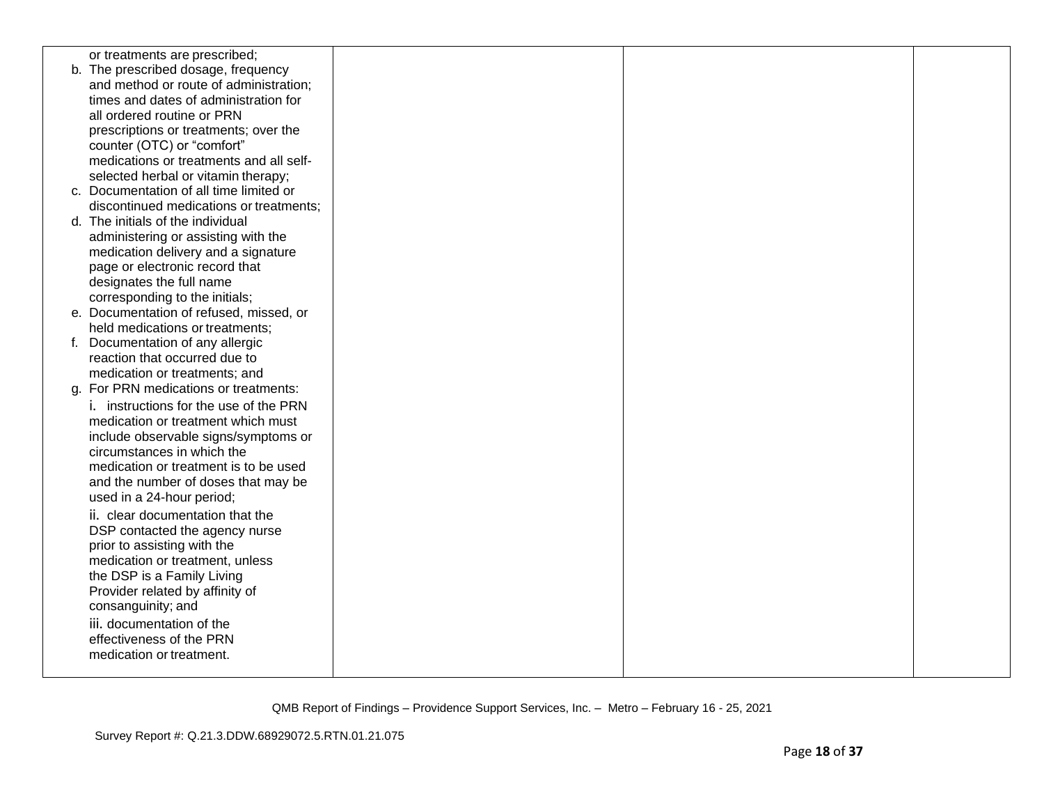| | | | |
|---|---|---|---|
| or treatments are prescribed;<br>b. The prescribed dosage, frequency and method or route of administration; times and dates of administration for all ordered routine or PRN prescriptions or treatments; over the counter (OTC) or "comfort" medications or treatments and all self-selected herbal or vitamin therapy;<br>c. Documentation of all time limited or discontinued medications or treatments;<br>d. The initials of the individual administering or assisting with the medication delivery and a signature page or electronic record that designates the full name corresponding to the initials;<br>e. Documentation of refused, missed, or held medications or treatments;<br>f. Documentation of any allergic reaction that occurred due to medication or treatments; and<br>g. For PRN medications or treatments:<br>i. instructions for the use of the PRN medication or treatment which must include observable signs/symptoms or circumstances in which the medication or treatment is to be used and the number of doses that may be used in a 24-hour period;<br>ii. clear documentation that the DSP contacted the agency nurse prior to assisting with the medication or treatment, unless the DSP is a Family Living Provider related by affinity of consanguinity; and<br>iii. documentation of the effectiveness of the PRN medication or treatment. | | | |

QMB Report of Findings – Providence Support Services, Inc. – Metro – February 16 - 25, 2021

Survey Report #: Q.21.3.DDW.68929072.5.RTN.01.21.075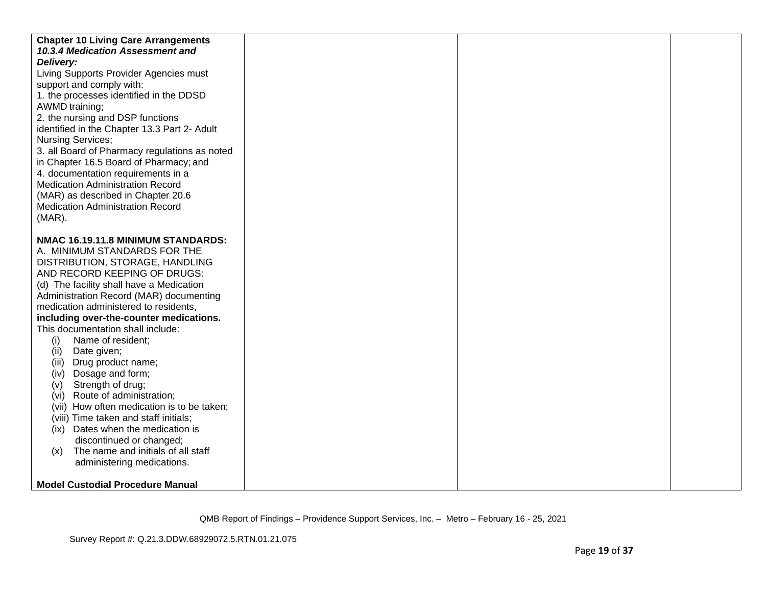| | | | |
|---|---|---|---|
| **Chapter 10 Living Care Arrangements**<br>***10.3.4 Medication Assessment and Delivery:***<br>Living Supports Provider Agencies must support and comply with:<br>1. the processes identified in the DDSD AWMD training;<br>2. the nursing and DSP functions identified in the Chapter 13.3 Part 2- Adult Nursing Services;<br>3. all Board of Pharmacy regulations as noted in Chapter 16.5 Board of Pharmacy; and<br>4. documentation requirements in a Medication Administration Record (MAR) as described in Chapter 20.6 Medication Administration Record (MAR).<br><br>**NMAC 16.19.11.8 MINIMUM STANDARDS:**<br>A. MINIMUM STANDARDS FOR THE DISTRIBUTION, STORAGE, HANDLING AND RECORD KEEPING OF DRUGS:<br>(d) The facility shall have a Medication Administration Record (MAR) documenting medication administered to residents, **including over-the-counter medications.** This documentation shall include:<br>(i) Name of resident;<br>(ii) Date given;<br>(iii) Drug product name;<br>(iv) Dosage and form;<br>(v) Strength of drug;<br>(vi) Route of administration;<br>(vii) How often medication is to be taken;<br>(viii) Time taken and staff initials;<br>(ix) Dates when the medication is discontinued or changed;<br>(x) The name and initials of all staff administering medications.<br><br>**Model Custodial Procedure Manual** | | | |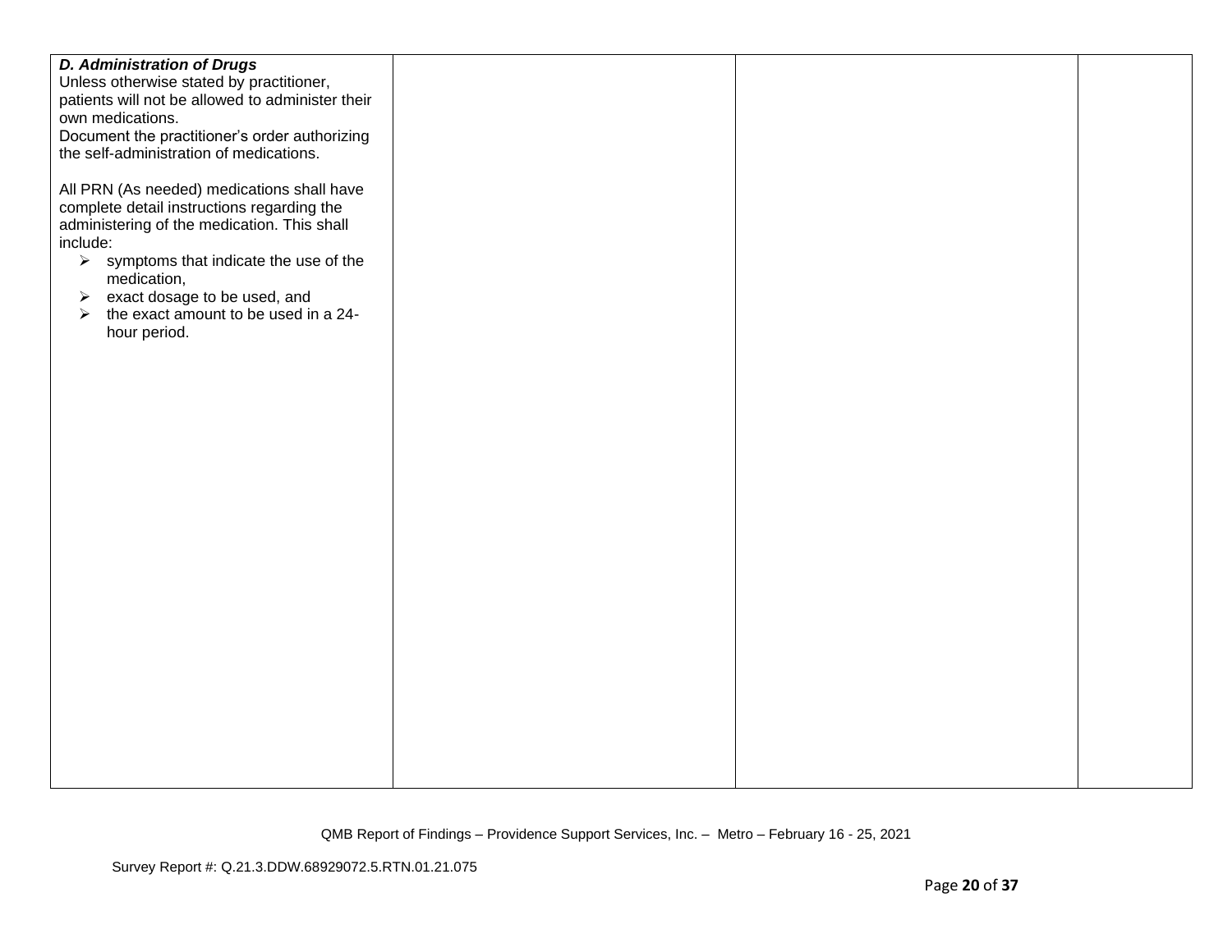| | | | |
|---|---|---|---|
| ***D. Administration of Drugs***<br>Unless otherwise stated by practitioner, patients will not be allowed to administer their own medications.<br>Document the practitioner's order authorizing the self-administration of medications.<br><br>All PRN (As needed) medications shall have complete detail instructions regarding the administering of the medication. This shall include:<br>➢ symptoms that indicate the use of the medication,<br>➢ exact dosage to be used, and<br>➢ the exact amount to be used in a 24-hour period. | | | |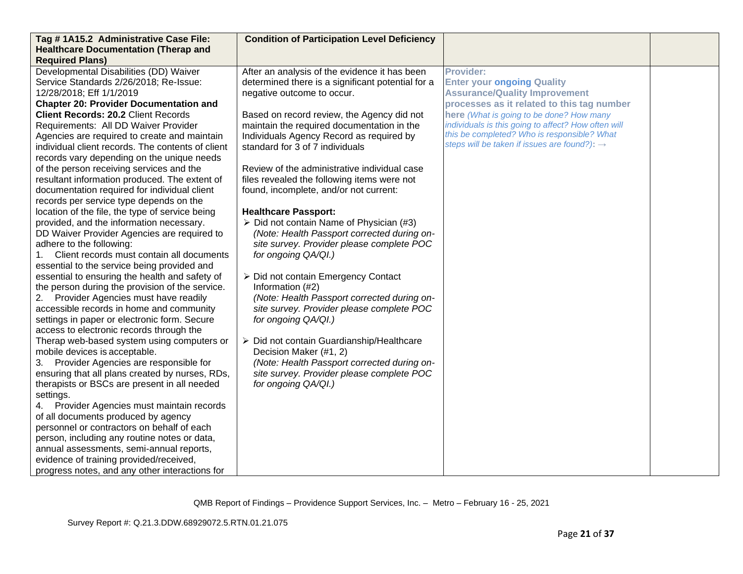| **Tag # 1A15.2 Administrative Case File: Healthcare Documentation (Therap and Required Plans)** | **Condition of Participation Level Deficiency** | | |
|---|---|---|---|
| Developmental Disabilities (DD) Waiver Service Standards 2/26/2018; Re-Issue: 12/28/2018; Eff 1/1/2019<br>**Chapter 20: Provider Documentation and Client Records: 20.2** Client Records Requirements: All DD Waiver Provider Agencies are required to create and maintain individual client records. The contents of client records vary depending on the unique needs of the person receiving services and the resultant information produced. The extent of documentation required for individual client records per service type depends on the location of the file, the type of service being provided, and the information necessary.<br>DD Waiver Provider Agencies are required to adhere to the following:<br>1. Client records must contain all documents essential to the service being provided and essential to ensuring the health and safety of the person during the provision of the service.<br>2. Provider Agencies must have readily accessible records in home and community settings in paper or electronic form. Secure access to electronic records through the Therap web-based system using computers or mobile devices is acceptable.<br>3. Provider Agencies are responsible for ensuring that all plans created by nurses, RDs, therapists or BSCs are present in all needed settings.<br>4. Provider Agencies must maintain records of all documents produced by agency personnel or contractors on behalf of each person, including any routine notes or data, annual assessments, semi-annual reports, evidence of training provided/received, progress notes, and any other interactions for | After an analysis of the evidence it has been determined there is a significant potential for a negative outcome to occur.<br><br>Based on record review, the Agency did not maintain the required documentation in the Individuals Agency Record as required by standard for 3 of 7 individuals<br><br>Review of the administrative individual case files revealed the following items were not found, incomplete, and/or not current:<br><br>**Healthcare Passport:**<br>➢ Did not contain Name of Physician (#3) *(Note: Health Passport corrected during on-site survey. Provider please complete POC for ongoing QA/QI.)*<br><br>➢ Did not contain Emergency Contact Information (#2) *(Note: Health Passport corrected during on-site survey. Provider please complete POC for ongoing QA/QI.)*<br><br>➢ Did not contain Guardianship/Healthcare Decision Maker (#1, 2) *(Note: Health Passport corrected during on-site survey. Provider please complete POC for ongoing QA/QI.)* | **Provider:**<br>**Enter your ongoing Quality Assurance/Quality Improvement processes as it related to this tag number here** *(What is going to be done? How many individuals is this going to affect? How often will this be completed? Who is responsible? What steps will be taken if issues are found?)*: → | |

QMB Report of Findings – Providence Support Services, Inc. – Metro – February 16 - 25, 2021

Survey Report #: Q.21.3.DDW.68929072.5.RTN.01.21.075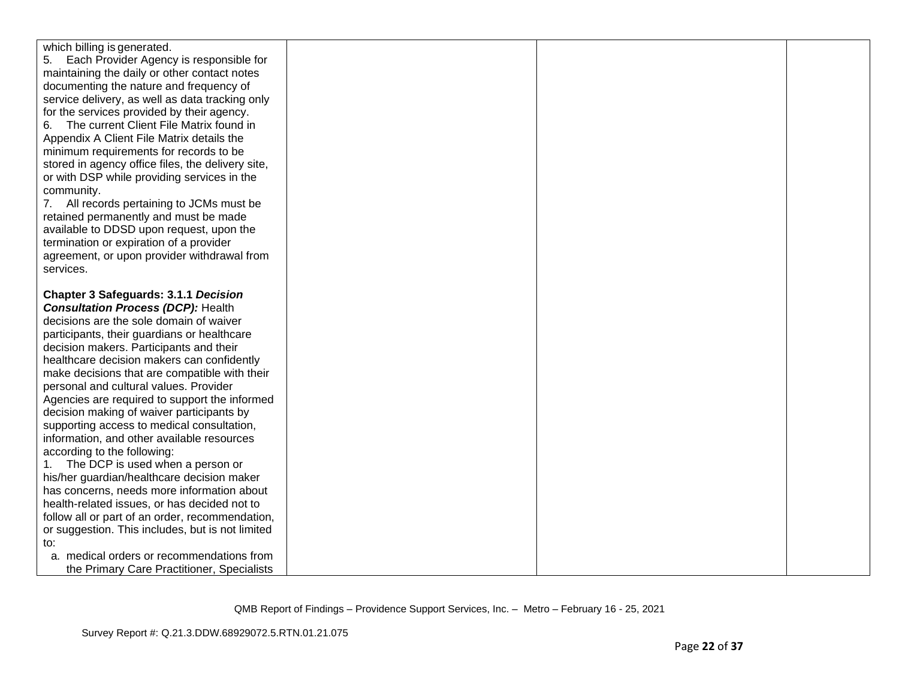| | | | |
|---|---|---|---|
| which billing is generated.<br>5. Each Provider Agency is responsible for maintaining the daily or other contact notes documenting the nature and frequency of service delivery, as well as data tracking only for the services provided by their agency.<br>6. The current Client File Matrix found in Appendix A Client File Matrix details the minimum requirements for records to be stored in agency office files, the delivery site, or with DSP while providing services in the community.<br>7. All records pertaining to JCMs must be retained permanently and must be made available to DDSD upon request, upon the termination or expiration of a provider agreement, or upon provider withdrawal from services.<br><br>**Chapter 3 Safeguards: 3.1.1 *Decision Consultation Process (DCP):*** Health decisions are the sole domain of waiver participants, their guardians or healthcare decision makers. Participants and their healthcare decision makers can confidently make decisions that are compatible with their personal and cultural values. Provider Agencies are required to support the informed decision making of waiver participants by supporting access to medical consultation, information, and other available resources according to the following:<br>1. The DCP is used when a person or his/her guardian/healthcare decision maker has concerns, needs more information about health-related issues, or has decided not to follow all or part of an order, recommendation, or suggestion. This includes, but is not limited to:<br>a. medical orders or recommendations from the Primary Care Practitioner, Specialists | | | |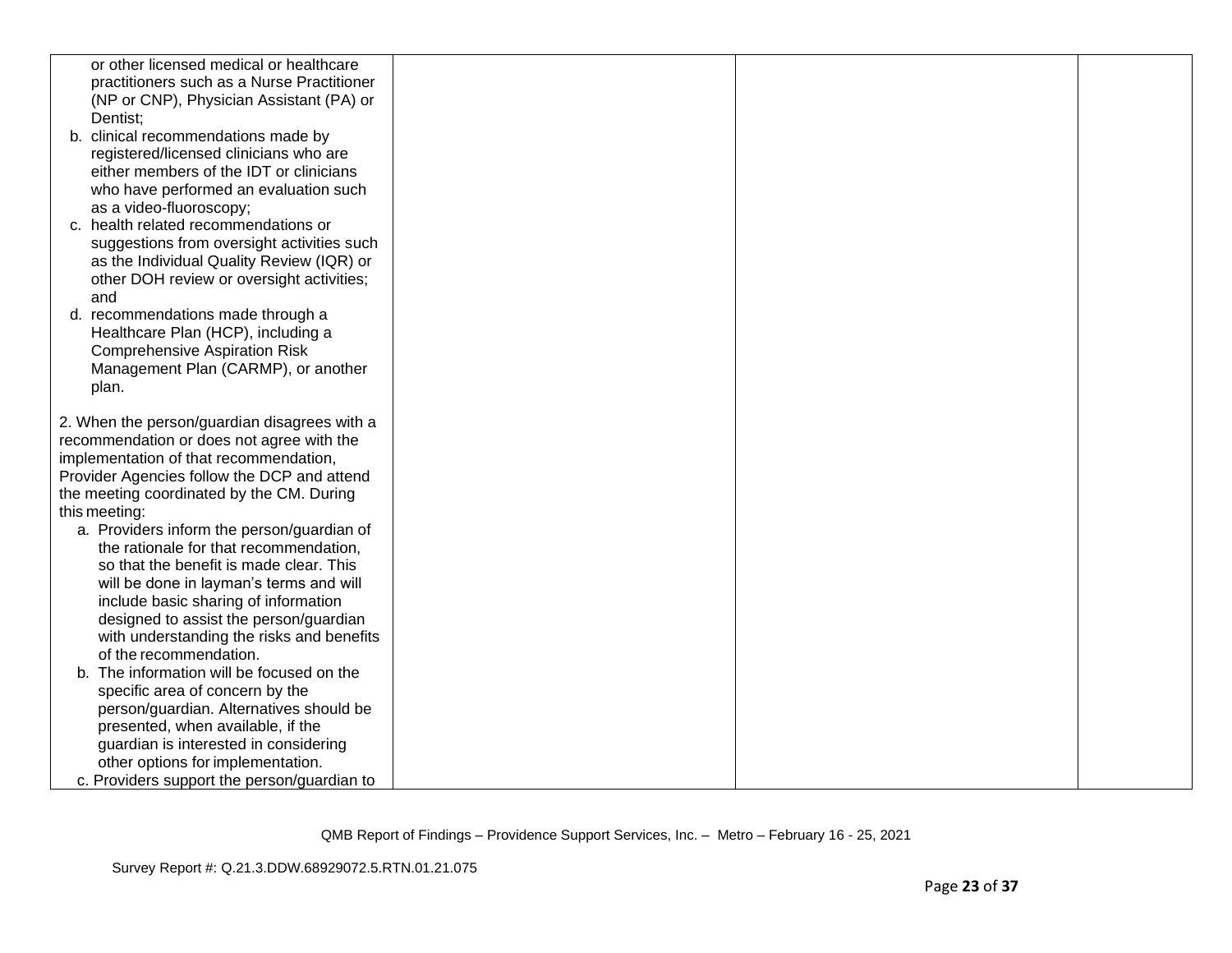| | | | |
|---|---|---|---|
| or other licensed medical or healthcare practitioners such as a Nurse Practitioner (NP or CNP), Physician Assistant (PA) or Dentist;<br>b. clinical recommendations made by registered/licensed clinicians who are either members of the IDT or clinicians who have performed an evaluation such as a video-fluoroscopy;<br>c. health related recommendations or suggestions from oversight activities such as the Individual Quality Review (IQR) or other DOH review or oversight activities; and<br>d. recommendations made through a Healthcare Plan (HCP), including a Comprehensive Aspiration Risk Management Plan (CARMP), or another plan.<br><br>2. When the person/guardian disagrees with a recommendation or does not agree with the implementation of that recommendation, Provider Agencies follow the DCP and attend the meeting coordinated by the CM. During this meeting:<br>a. Providers inform the person/guardian of the rationale for that recommendation, so that the benefit is made clear. This will be done in layman's terms and will include basic sharing of information designed to assist the person/guardian with understanding the risks and benefits of the recommendation.<br>b. The information will be focused on the specific area of concern by the person/guardian. Alternatives should be presented, when available, if the guardian is interested in considering other options for implementation.<br>c. Providers support the person/guardian to | | | |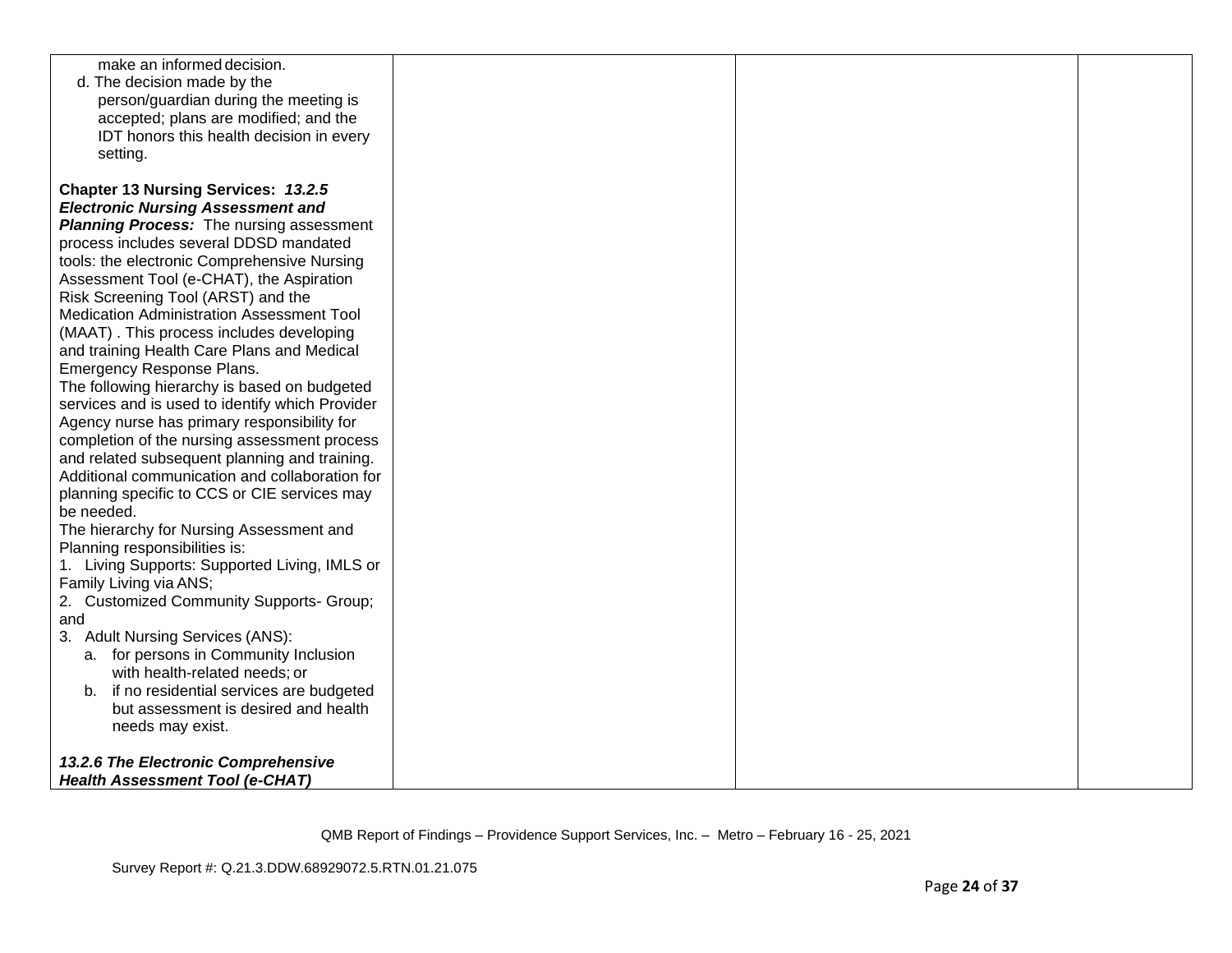| | | | |
|---|---|---|---|
| make an informed decision.<br>d. The decision made by the person/guardian during the meeting is accepted; plans are modified; and the IDT honors this health decision in every setting.<br><br>**Chapter 13 Nursing Services: *13.2.5 Electronic Nursing Assessment and Planning Process:*** The nursing assessment process includes several DDSD mandated tools: the electronic Comprehensive Nursing Assessment Tool (e-CHAT), the Aspiration Risk Screening Tool (ARST) and the Medication Administration Assessment Tool (MAAT) . This process includes developing and training Health Care Plans and Medical Emergency Response Plans.<br>The following hierarchy is based on budgeted services and is used to identify which Provider Agency nurse has primary responsibility for completion of the nursing assessment process and related subsequent planning and training. Additional communication and collaboration for planning specific to CCS or CIE services may be needed.<br>The hierarchy for Nursing Assessment and Planning responsibilities is:<br>1. Living Supports: Supported Living, IMLS or Family Living via ANS;<br>2. Customized Community Supports- Group; and<br>3. Adult Nursing Services (ANS):<br>a. for persons in Community Inclusion with health-related needs; or<br>b. if no residential services are budgeted but assessment is desired and health needs may exist.<br><br>***13.2.6 The Electronic Comprehensive Health Assessment Tool (e-CHAT)*** | | | |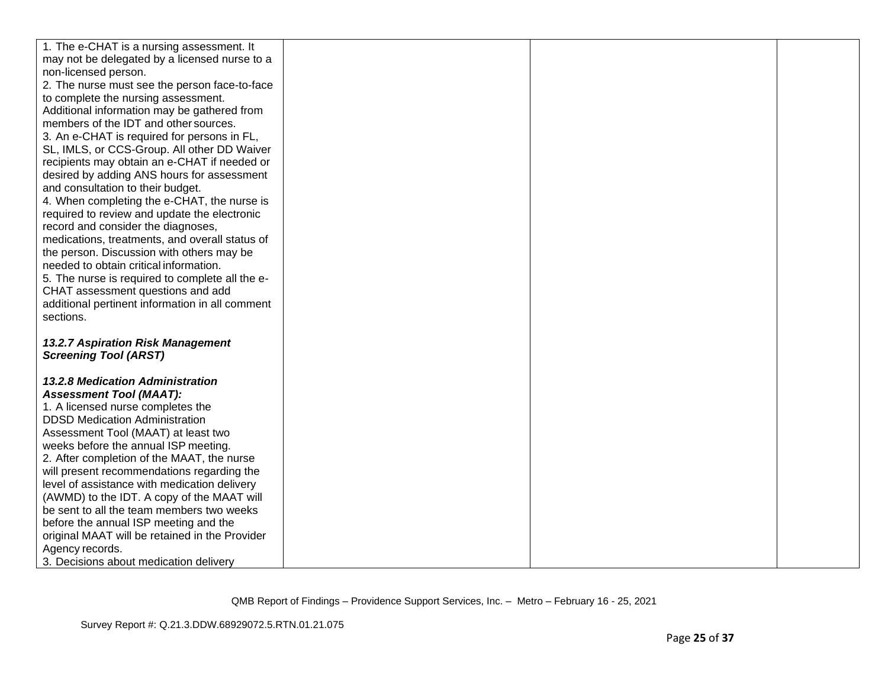| | | | |
|---|---|---|---|
| 1. The e-CHAT is a nursing assessment. It may not be delegated by a licensed nurse to a non-licensed person.<br>2. The nurse must see the person face-to-face to complete the nursing assessment. Additional information may be gathered from members of the IDT and other sources.<br>3. An e-CHAT is required for persons in FL, SL, IMLS, or CCS-Group. All other DD Waiver recipients may obtain an e-CHAT if needed or desired by adding ANS hours for assessment and consultation to their budget.<br>4. When completing the e-CHAT, the nurse is required to review and update the electronic record and consider the diagnoses, medications, treatments, and overall status of the person. Discussion with others may be needed to obtain critical information.<br>5. The nurse is required to complete all the e-CHAT assessment questions and add additional pertinent information in all comment sections.<br><br>***13.2.7 Aspiration Risk Management Screening Tool (ARST)***<br><br>***13.2.8 Medication Administration Assessment Tool (MAAT):***<br>1. A licensed nurse completes the DDSD Medication Administration Assessment Tool (MAAT) at least two weeks before the annual ISP meeting.<br>2. After completion of the MAAT, the nurse will present recommendations regarding the level of assistance with medication delivery (AWMD) to the IDT. A copy of the MAAT will be sent to all the team members two weeks before the annual ISP meeting and the original MAAT will be retained in the Provider Agency records.<br>3. Decisions about medication delivery | | | |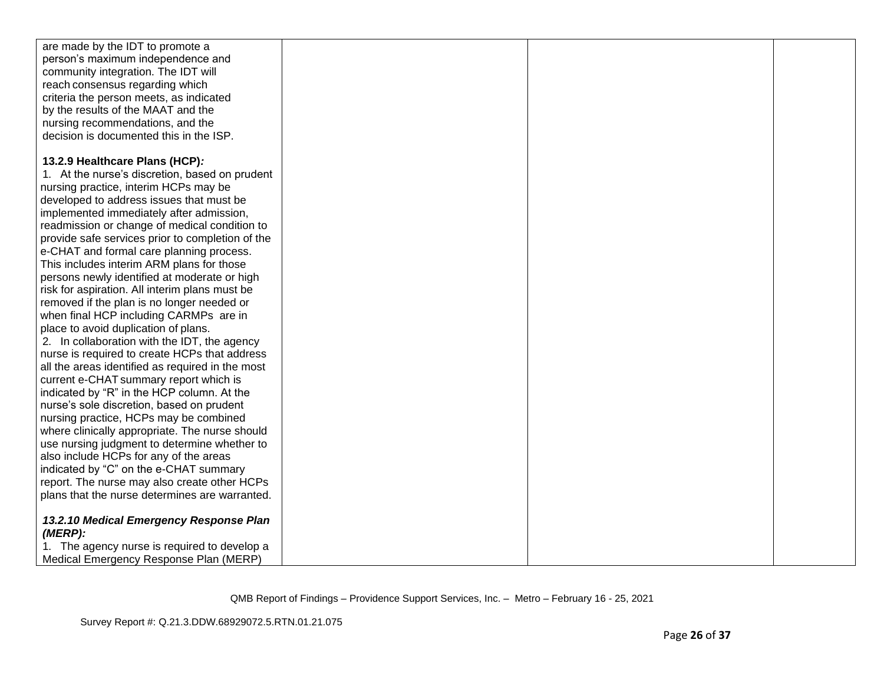| | | | |
|---|---|---|---|
| are made by the IDT to promote a person's maximum independence and community integration. The IDT will reach consensus regarding which criteria the person meets, as indicated by the results of the MAAT and the nursing recommendations, and the decision is documented this in the ISP.<br><br>**13.2.9 Healthcare Plans (HCP)*:***<br>1. At the nurse's discretion, based on prudent nursing practice, interim HCPs may be developed to address issues that must be implemented immediately after admission, readmission or change of medical condition to provide safe services prior to completion of the e-CHAT and formal care planning process. This includes interim ARM plans for those persons newly identified at moderate or high risk for aspiration. All interim plans must be removed if the plan is no longer needed or when final HCP including CARMPs are in place to avoid duplication of plans.<br>2. In collaboration with the IDT, the agency nurse is required to create HCPs that address all the areas identified as required in the most current e-CHAT summary report which is indicated by "R" in the HCP column. At the nurse's sole discretion, based on prudent nursing practice, HCPs may be combined where clinically appropriate. The nurse should use nursing judgment to determine whether to also include HCPs for any of the areas indicated by "C" on the e-CHAT summary report. The nurse may also create other HCPs plans that the nurse determines are warranted.<br><br>***13.2.10 Medical Emergency Response Plan (MERP):***<br>1. The agency nurse is required to develop a Medical Emergency Response Plan (MERP) | | | |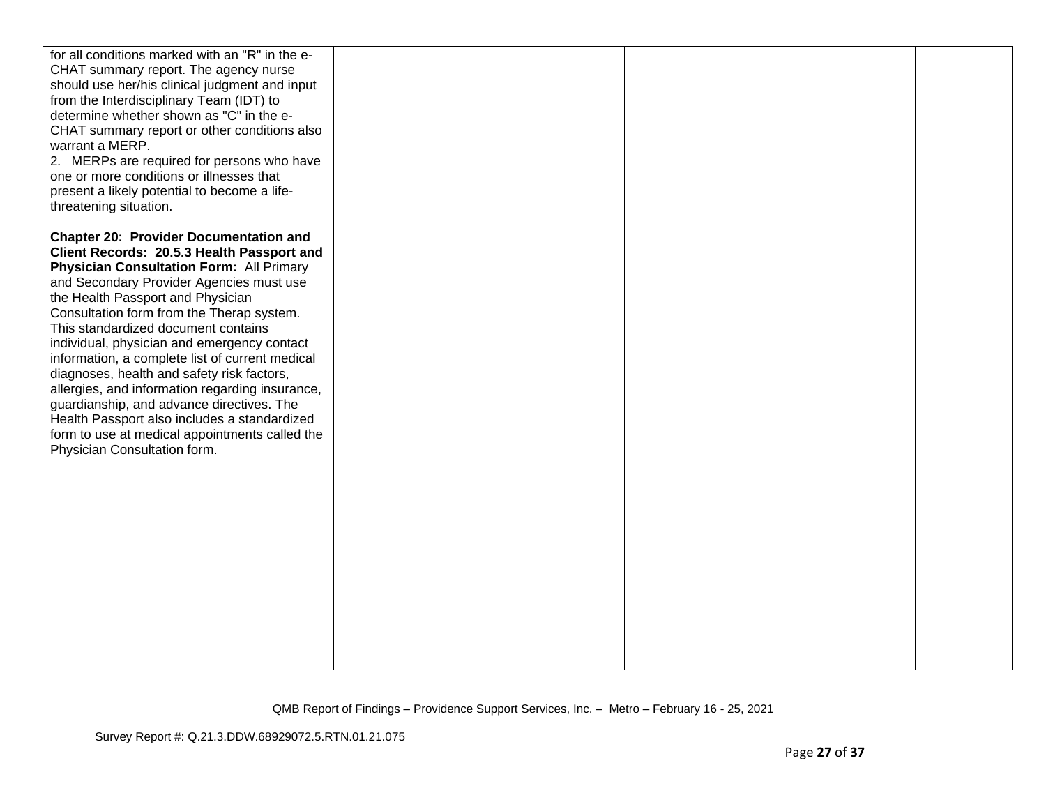| | | | |
|---|---|---|---|
| for all conditions marked with an "R" in the e-CHAT summary report. The agency nurse should use her/his clinical judgment and input from the Interdisciplinary Team (IDT) to determine whether shown as "C" in the e-CHAT summary report or other conditions also warrant a MERP.<br>2. MERPs are required for persons who have one or more conditions or illnesses that present a likely potential to become a life-threatening situation.<br><br>**Chapter 20: Provider Documentation and Client Records: 20.5.3 Health Passport and Physician Consultation Form:** All Primary and Secondary Provider Agencies must use the Health Passport and Physician Consultation form from the Therap system. This standardized document contains individual, physician and emergency contact information, a complete list of current medical diagnoses, health and safety risk factors, allergies, and information regarding insurance, guardianship, and advance directives. The Health Passport also includes a standardized form to use at medical appointments called the Physician Consultation form. | | | |

QMB Report of Findings – Providence Support Services, Inc. – Metro – February 16 - 25, 2021

Survey Report #: Q.21.3.DDW.68929072.5.RTN.01.21.075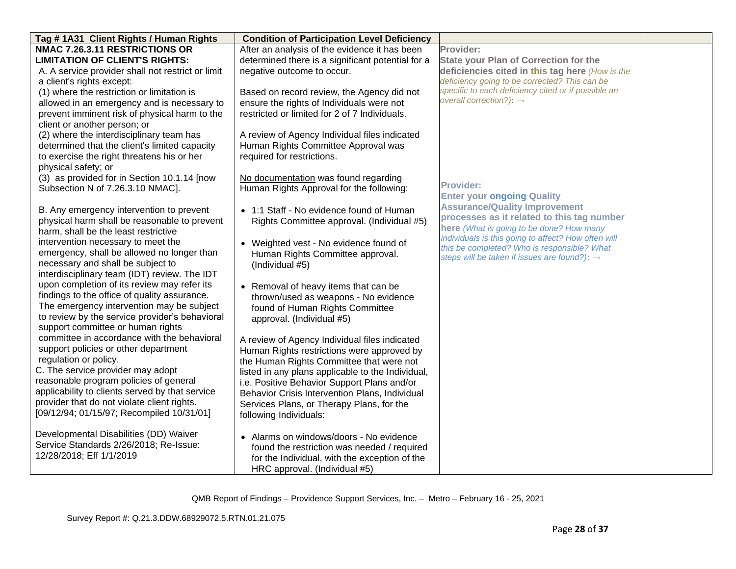| Tag # 1A31 Client Rights / Human Rights | Condition of Participation Level Deficiency | | |
|---|---|---|---|
| **NMAC 7.26.3.11 RESTRICTIONS OR LIMITATION OF CLIENT'S RIGHTS:**<br>A. A service provider shall not restrict or limit a client's rights except:<br>(1) where the restriction or limitation is allowed in an emergency and is necessary to prevent imminent risk of physical harm to the client or another person; or<br>(2) where the interdisciplinary team has determined that the client's limited capacity to exercise the right threatens his or her physical safety; or<br>(3) as provided for in Section 10.1.14 [now Subsection N of 7.26.3.10 NMAC].<br><br>B. Any emergency intervention to prevent physical harm shall be reasonable to prevent harm, shall be the least restrictive intervention necessary to meet the emergency, shall be allowed no longer than necessary and shall be subject to interdisciplinary team (IDT) review. The IDT upon completion of its review may refer its findings to the office of quality assurance. The emergency intervention may be subject to review by the service provider's behavioral support committee or human rights committee in accordance with the behavioral support policies or other department regulation or policy.<br>C. The service provider may adopt reasonable program policies of general applicability to clients served by that service provider that do not violate client rights. [09/12/94; 01/15/97; Recompiled 10/31/01]<br><br>Developmental Disabilities (DD) Waiver Service Standards 2/26/2018; Re-Issue: 12/28/2018; Eff 1/1/2019 | After an analysis of the evidence it has been determined there is a significant potential for a negative outcome to occur.<br><br>Based on record review, the Agency did not ensure the rights of Individuals were not restricted or limited for 2 of 7 Individuals.<br><br>A review of Agency Individual files indicated Human Rights Committee Approval was required for restrictions.<br><br>No documentation was found regarding Human Rights Approval for the following:<br><br>• 1:1 Staff - No evidence found of Human Rights Committee approval. (Individual #5)<br><br>• Weighted vest - No evidence found of Human Rights Committee approval. (Individual #5)<br><br>• Removal of heavy items that can be thrown/used as weapons - No evidence found of Human Rights Committee approval. (Individual #5)<br><br>A review of Agency Individual files indicated Human Rights restrictions were approved by the Human Rights Committee that were not listed in any plans applicable to the Individual, i.e. Positive Behavior Support Plans and/or Behavior Crisis Intervention Plans, Individual Services Plans, or Therapy Plans, for the following Individuals:<br><br>• Alarms on windows/doors - No evidence found the restriction was needed / required for the Individual, with the exception of the HRC approval. (Individual #5) | **Provider:**<br>**State your Plan of Correction for the deficiencies cited in this tag here** *(How is the deficiency going to be corrected? This can be specific to each deficiency cited or if possible an overall correction?)*: →<br><br>**Provider:**<br>**Enter your ongoing Quality Assurance/Quality Improvement processes as it related to this tag number here** *(What is going to be done? How many individuals is this going to affect? How often will this be completed? Who is responsible? What steps will be taken if issues are found?)*: → | |

QMB Report of Findings – Providence Support Services, Inc. – Metro – February 16 - 25, 2021

Survey Report #: Q.21.3.DDW.68929072.5.RTN.01.21.075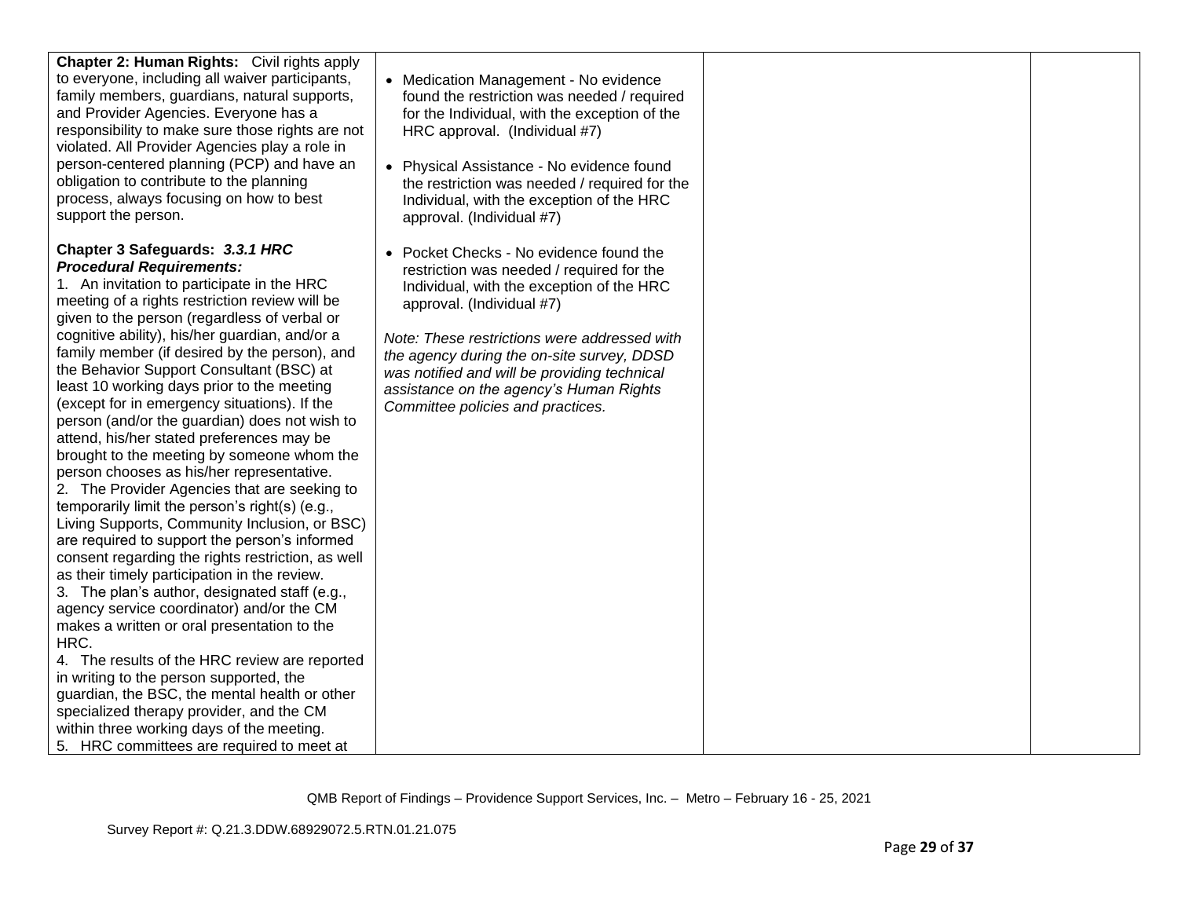| | | | |
|---|---|---|---|
| **Chapter 2: Human Rights:** Civil rights apply to everyone, including all waiver participants, family members, guardians, natural supports, and Provider Agencies. Everyone has a responsibility to make sure those rights are not violated. All Provider Agencies play a role in person-centered planning (PCP) and have an obligation to contribute to the planning process, always focusing on how to best support the person.<br><br>**Chapter 3 Safeguards:** ***3.3.1 HRC Procedural Requirements:***<br>1. An invitation to participate in the HRC meeting of a rights restriction review will be given to the person (regardless of verbal or cognitive ability), his/her guardian, and/or a family member (if desired by the person), and the Behavior Support Consultant (BSC) at least 10 working days prior to the meeting (except for in emergency situations). If the person (and/or the guardian) does not wish to attend, his/her stated preferences may be brought to the meeting by someone whom the person chooses as his/her representative.<br>2. The Provider Agencies that are seeking to temporarily limit the person's right(s) (e.g., Living Supports, Community Inclusion, or BSC) are required to support the person's informed consent regarding the rights restriction, as well as their timely participation in the review.<br>3. The plan's author, designated staff (e.g., agency service coordinator) and/or the CM makes a written or oral presentation to the HRC.<br>4. The results of the HRC review are reported in writing to the person supported, the guardian, the BSC, the mental health or other specialized therapy provider, and the CM within three working days of the meeting.<br>5. HRC committees are required to meet at | • Medication Management - No evidence found the restriction was needed / required for the Individual, with the exception of the HRC approval. (Individual #7)<br><br>• Physical Assistance - No evidence found the restriction was needed / required for the Individual, with the exception of the HRC approval. (Individual #7)<br><br>• Pocket Checks - No evidence found the restriction was needed / required for the Individual, with the exception of the HRC approval. (Individual #7)<br><br>*Note: These restrictions were addressed with the agency during the on-site survey, DDSD was notified and will be providing technical assistance on the agency's Human Rights Committee policies and practices.* | | |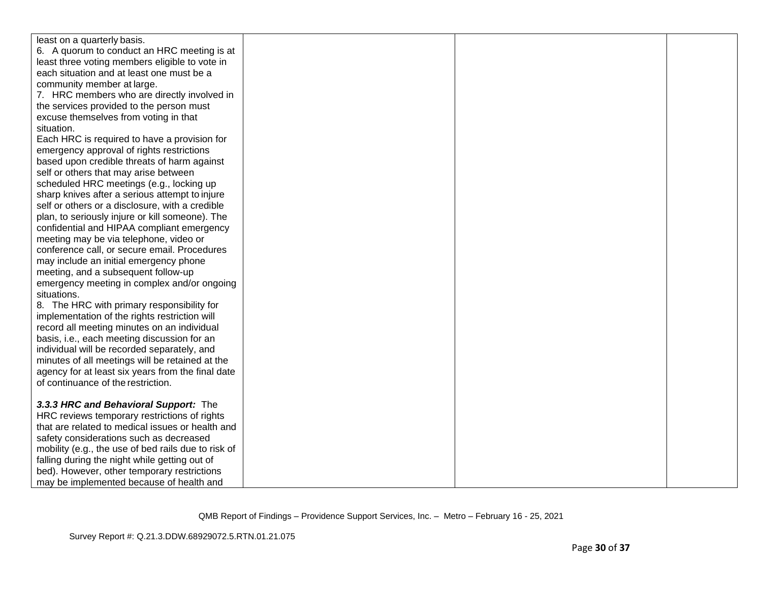| | | | |
|---|---|---|---|
| least on a quarterly basis.<br>6. A quorum to conduct an HRC meeting is at least three voting members eligible to vote in each situation and at least one must be a community member at large.<br>7. HRC members who are directly involved in the services provided to the person must excuse themselves from voting in that situation.<br>Each HRC is required to have a provision for emergency approval of rights restrictions based upon credible threats of harm against self or others that may arise between scheduled HRC meetings (e.g., locking up sharp knives after a serious attempt to injure self or others or a disclosure, with a credible plan, to seriously injure or kill someone). The confidential and HIPAA compliant emergency meeting may be via telephone, video or conference call, or secure email. Procedures may include an initial emergency phone meeting, and a subsequent follow-up emergency meeting in complex and/or ongoing situations.<br>8. The HRC with primary responsibility for implementation of the rights restriction will record all meeting minutes on an individual basis, i.e., each meeting discussion for an individual will be recorded separately, and minutes of all meetings will be retained at the agency for at least six years from the final date of continuance of the restriction.<br><br>***3.3.3 HRC and Behavioral Support:*** The HRC reviews temporary restrictions of rights that are related to medical issues or health and safety considerations such as decreased mobility (e.g., the use of bed rails due to risk of falling during the night while getting out of bed). However, other temporary restrictions may be implemented because of health and | | | |

QMB Report of Findings – Providence Support Services, Inc. – Metro – February 16 - 25, 2021

Survey Report #: Q.21.3.DDW.68929072.5.RTN.01.21.075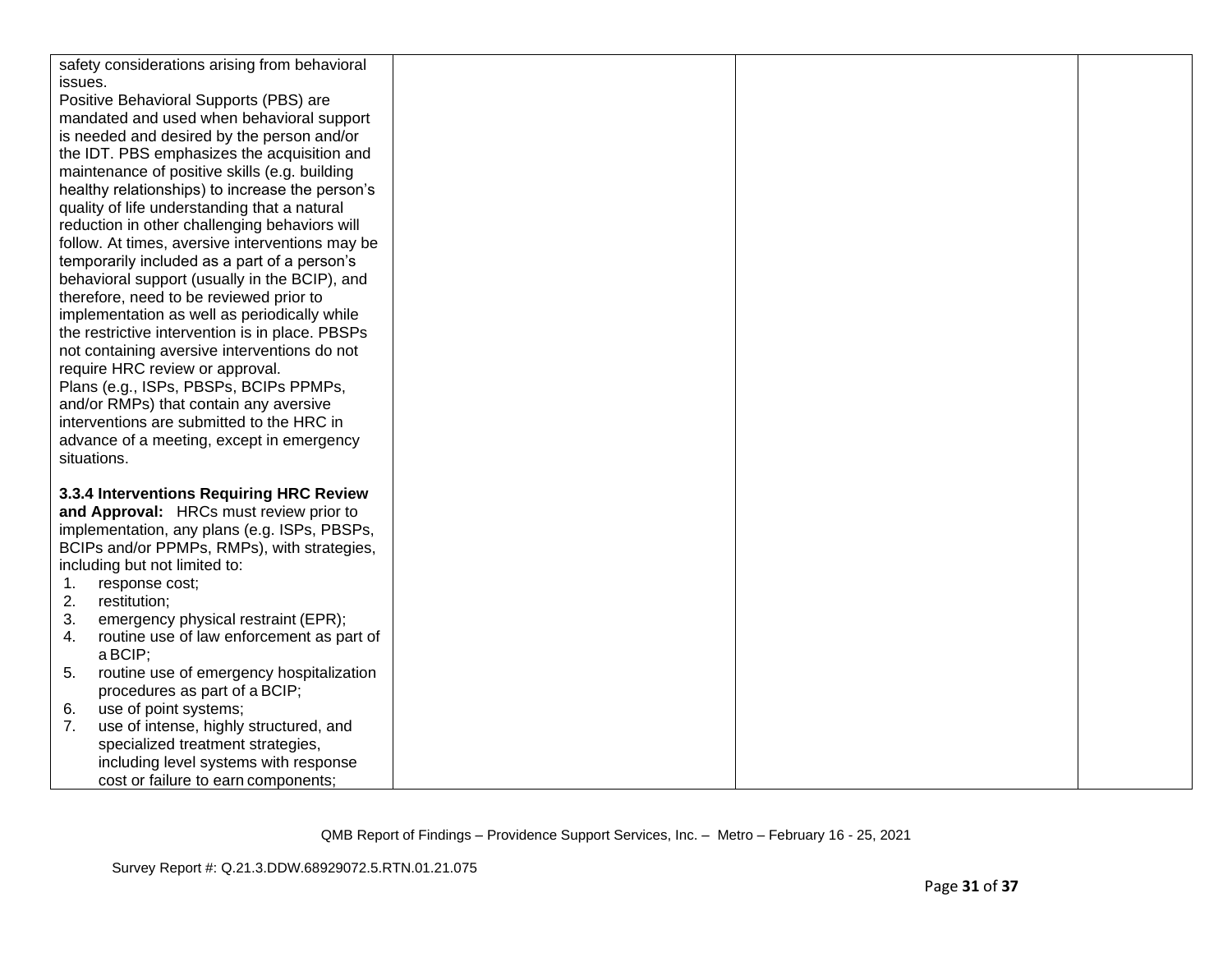| | | | |
|---|---|---|---|
| safety considerations arising from behavioral issues.<br>Positive Behavioral Supports (PBS) are mandated and used when behavioral support is needed and desired by the person and/or the IDT. PBS emphasizes the acquisition and maintenance of positive skills (e.g. building healthy relationships) to increase the person's quality of life understanding that a natural reduction in other challenging behaviors will follow. At times, aversive interventions may be temporarily included as a part of a person's behavioral support (usually in the BCIP), and therefore, need to be reviewed prior to implementation as well as periodically while the restrictive intervention is in place. PBSPs not containing aversive interventions do not require HRC review or approval.<br>Plans (e.g., ISPs, PBSPs, BCIPs PPMPs, and/or RMPs) that contain any aversive interventions are submitted to the HRC in advance of a meeting, except in emergency situations.<br><br>**3.3.4 Interventions Requiring HRC Review and Approval:** HRCs must review prior to implementation, any plans (e.g. ISPs, PBSPs, BCIPs and/or PPMPs, RMPs), with strategies, including but not limited to:<br>1. response cost;<br>2. restitution;<br>3. emergency physical restraint (EPR);<br>4. routine use of law enforcement as part of a BCIP;<br>5. routine use of emergency hospitalization procedures as part of a BCIP;<br>6. use of point systems;<br>7. use of intense, highly structured, and specialized treatment strategies, including level systems with response cost or failure to earn components; | | | |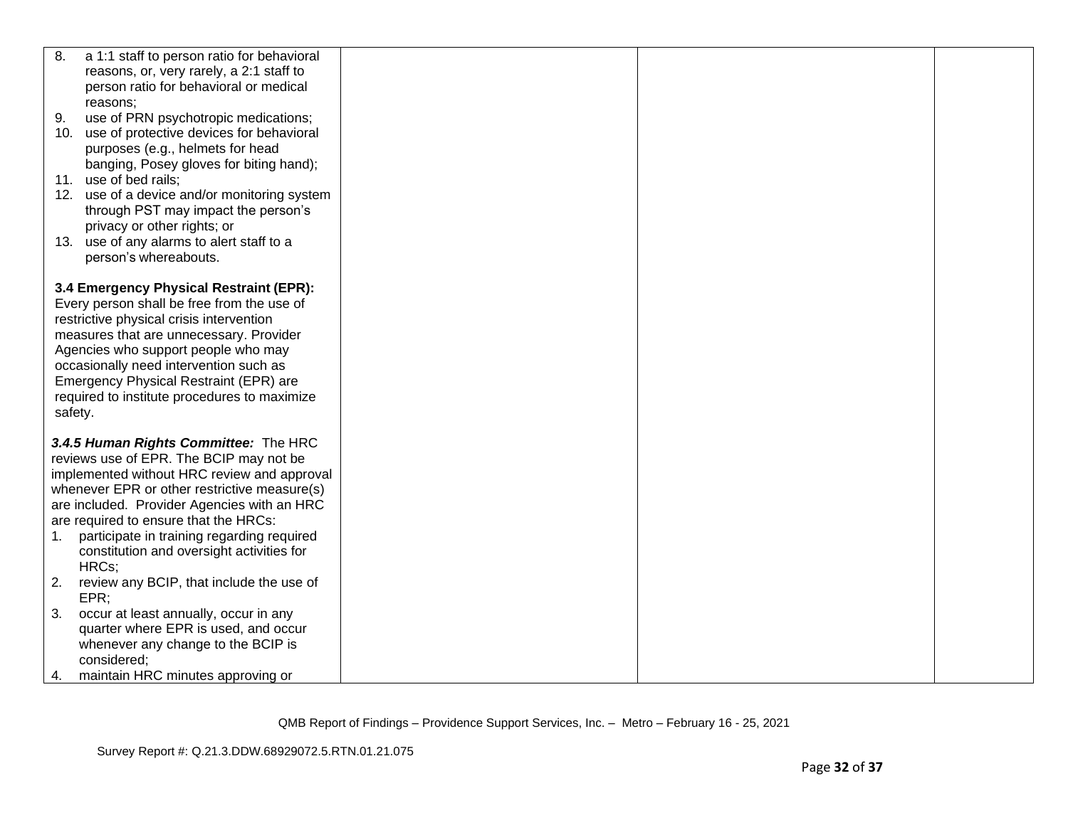| | | | |
|---|---|---|---|
| 8. a 1:1 staff to person ratio for behavioral reasons, or, very rarely, a 2:1 staff to person ratio for behavioral or medical reasons;<br>9. use of PRN psychotropic medications;<br>10. use of protective devices for behavioral purposes (e.g., helmets for head banging, Posey gloves for biting hand);<br>11. use of bed rails;<br>12. use of a device and/or monitoring system through PST may impact the person's privacy or other rights; or<br>13. use of any alarms to alert staff to a person's whereabouts.<br><br>**3.4 Emergency Physical Restraint (EPR):** Every person shall be free from the use of restrictive physical crisis intervention measures that are unnecessary. Provider Agencies who support people who may occasionally need intervention such as Emergency Physical Restraint (EPR) are required to institute procedures to maximize safety.<br><br>***3.4.5 Human Rights Committee:*** The HRC reviews use of EPR. The BCIP may not be implemented without HRC review and approval whenever EPR or other restrictive measure(s) are included. Provider Agencies with an HRC are required to ensure that the HRCs:<br>1. participate in training regarding required constitution and oversight activities for HRCs;<br>2. review any BCIP, that include the use of EPR;<br>3. occur at least annually, occur in any quarter where EPR is used, and occur whenever any change to the BCIP is considered;<br>4. maintain HRC minutes approving or | | | |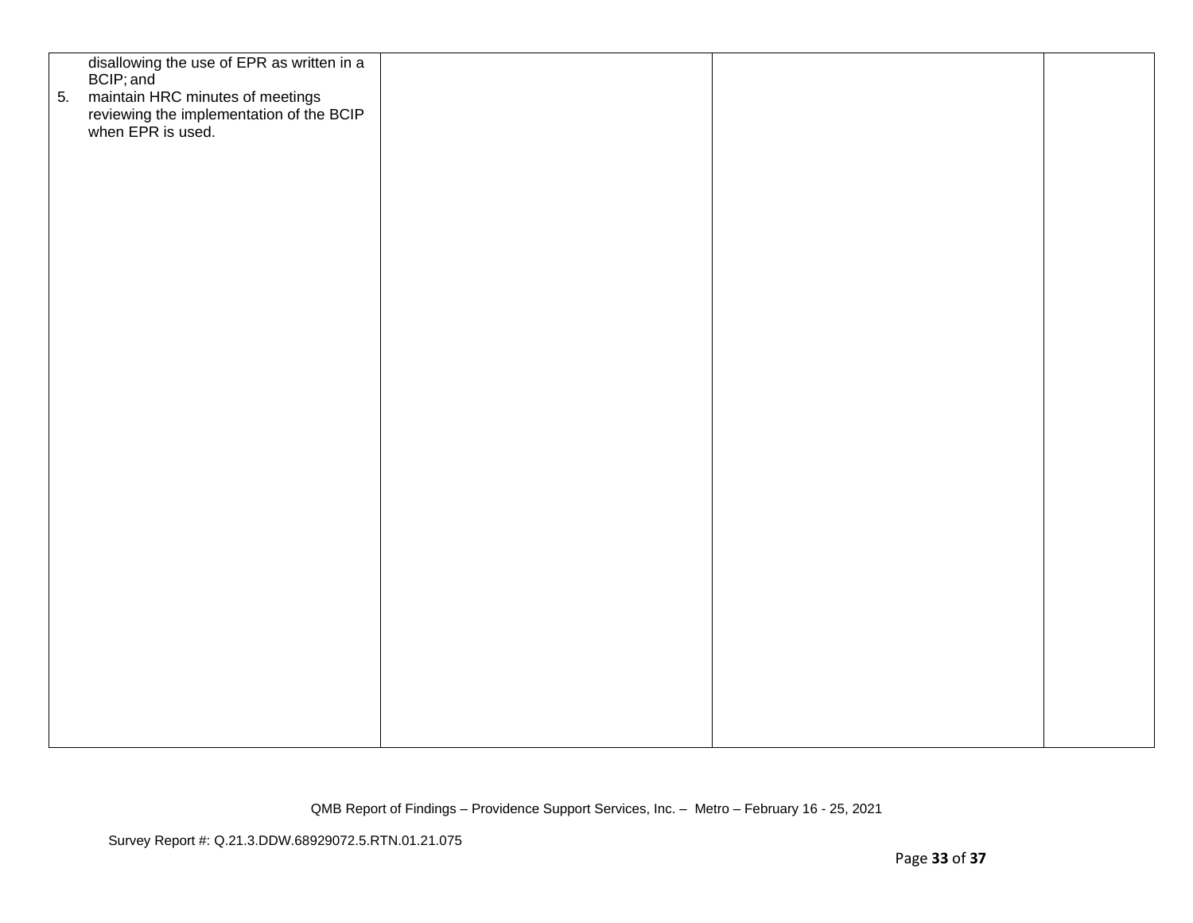| | | | |
|---|---|---|---|
| disallowing the use of EPR as written in a BCIP; and<br>5. maintain HRC minutes of meetings reviewing the implementation of the BCIP when EPR is used. | | | |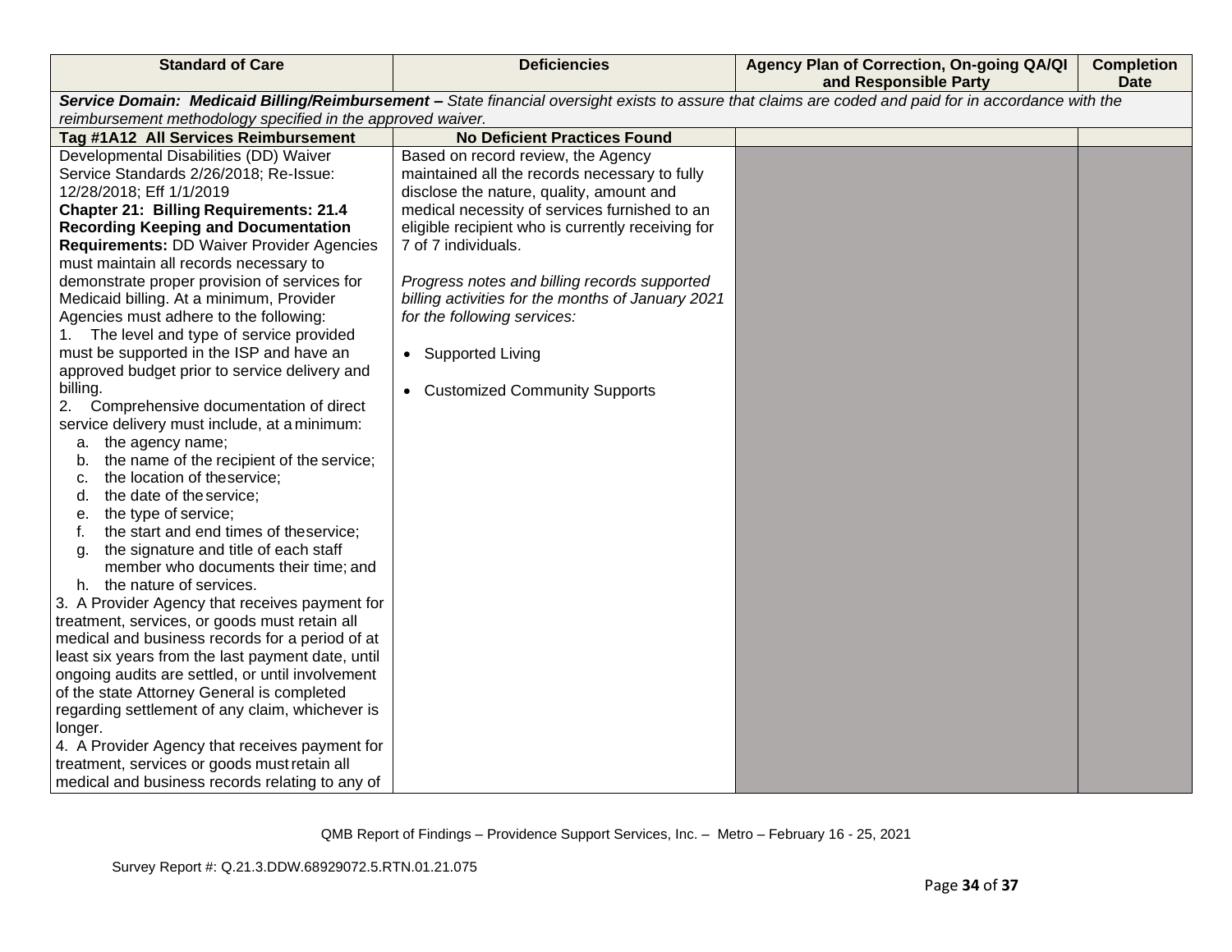| Standard of Care | Deficiencies | Agency Plan of Correction, On-going QA/QI and Responsible Party | Completion Date |
|---|---|---|---|
| ***Service Domain: Medicaid Billing/Reimbursement –** State financial oversight exists to assure that claims are coded and paid for in accordance with the reimbursement methodology specified in the approved waiver.* | | | |
| **Tag #1A12 All Services Reimbursement** | **No Deficient Practices Found** | | |
| Developmental Disabilities (DD) Waiver Service Standards 2/26/2018; Re-Issue: 12/28/2018; Eff 1/1/2019<br>**Chapter 21: Billing Requirements: 21.4 Recording Keeping and Documentation Requirements:** DD Waiver Provider Agencies must maintain all records necessary to demonstrate proper provision of services for Medicaid billing. At a minimum, Provider Agencies must adhere to the following:<br>1. The level and type of service provided must be supported in the ISP and have an approved budget prior to service delivery and billing.<br>2. Comprehensive documentation of direct service delivery must include, at a minimum:<br>a. the agency name;<br>b. the name of the recipient of the service;<br>c. the location of the service;<br>d. the date of the service;<br>e. the type of service;<br>f. the start and end times of the service;<br>g. the signature and title of each staff member who documents their time; and<br>h. the nature of services.<br>3. A Provider Agency that receives payment for treatment, services, or goods must retain all medical and business records for a period of at least six years from the last payment date, until ongoing audits are settled, or until involvement of the state Attorney General is completed regarding settlement of any claim, whichever is longer.<br>4. A Provider Agency that receives payment for treatment, services or goods must retain all medical and business records relating to any of | Based on record review, the Agency maintained all the records necessary to fully disclose the nature, quality, amount and medical necessity of services furnished to an eligible recipient who is currently receiving for 7 of 7 individuals.<br><br>*Progress notes and billing records supported billing activities for the months of January 2021 for the following services:*<br><br>• Supported Living<br><br>• Customized Community Supports | | |

QMB Report of Findings – Providence Support Services, Inc. – Metro – February 16 - 25, 2021

Survey Report #: Q.21.3.DDW.68929072.5.RTN.01.21.075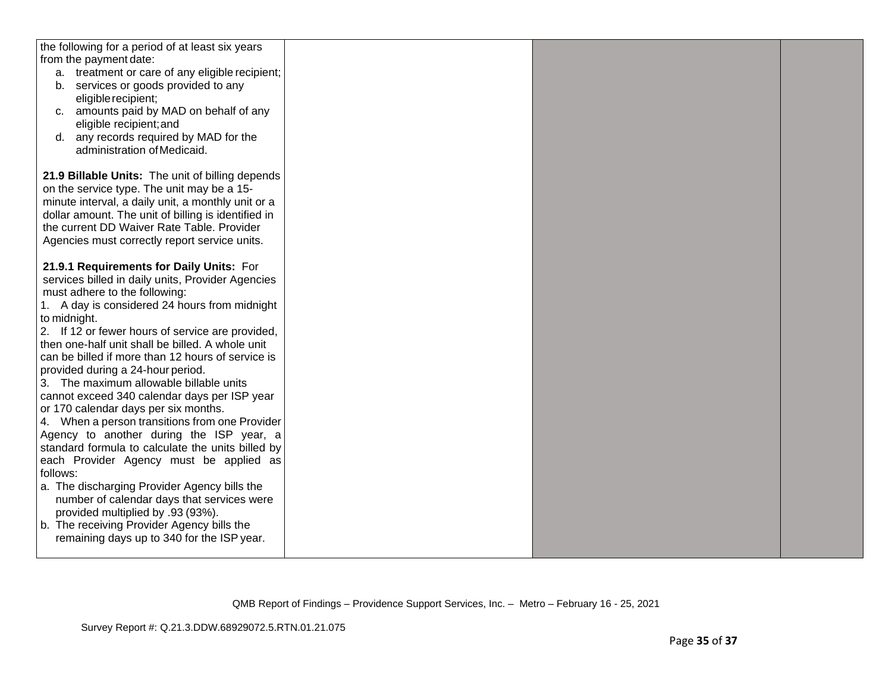| | | | |
|---|---|---|---|
| the following for a period of at least six years from the payment date:<br>a. treatment or care of any eligible recipient;<br>b. services or goods provided to any eligible recipient;<br>c. amounts paid by MAD on behalf of any eligible recipient; and<br>d. any records required by MAD for the administration of Medicaid.<br><br>**21.9 Billable Units:** The unit of billing depends on the service type. The unit may be a 15-minute interval, a daily unit, a monthly unit or a dollar amount. The unit of billing is identified in the current DD Waiver Rate Table. Provider Agencies must correctly report service units.<br><br>**21.9.1 Requirements for Daily Units:** For services billed in daily units, Provider Agencies must adhere to the following:<br>1. A day is considered 24 hours from midnight to midnight.<br>2. If 12 or fewer hours of service are provided, then one-half unit shall be billed. A whole unit can be billed if more than 12 hours of service is provided during a 24-hour period.<br>3. The maximum allowable billable units cannot exceed 340 calendar days per ISP year or 170 calendar days per six months.<br>4. When a person transitions from one Provider Agency to another during the ISP year, a standard formula to calculate the units billed by each Provider Agency must be applied as follows:<br>a. The discharging Provider Agency bills the number of calendar days that services were provided multiplied by .93 (93%).<br>b. The receiving Provider Agency bills the remaining days up to 340 for the ISP year. | | | |

QMB Report of Findings – Providence Support Services, Inc. – Metro – February 16 - 25, 2021

Survey Report #: Q.21.3.DDW.68929072.5.RTN.01.21.075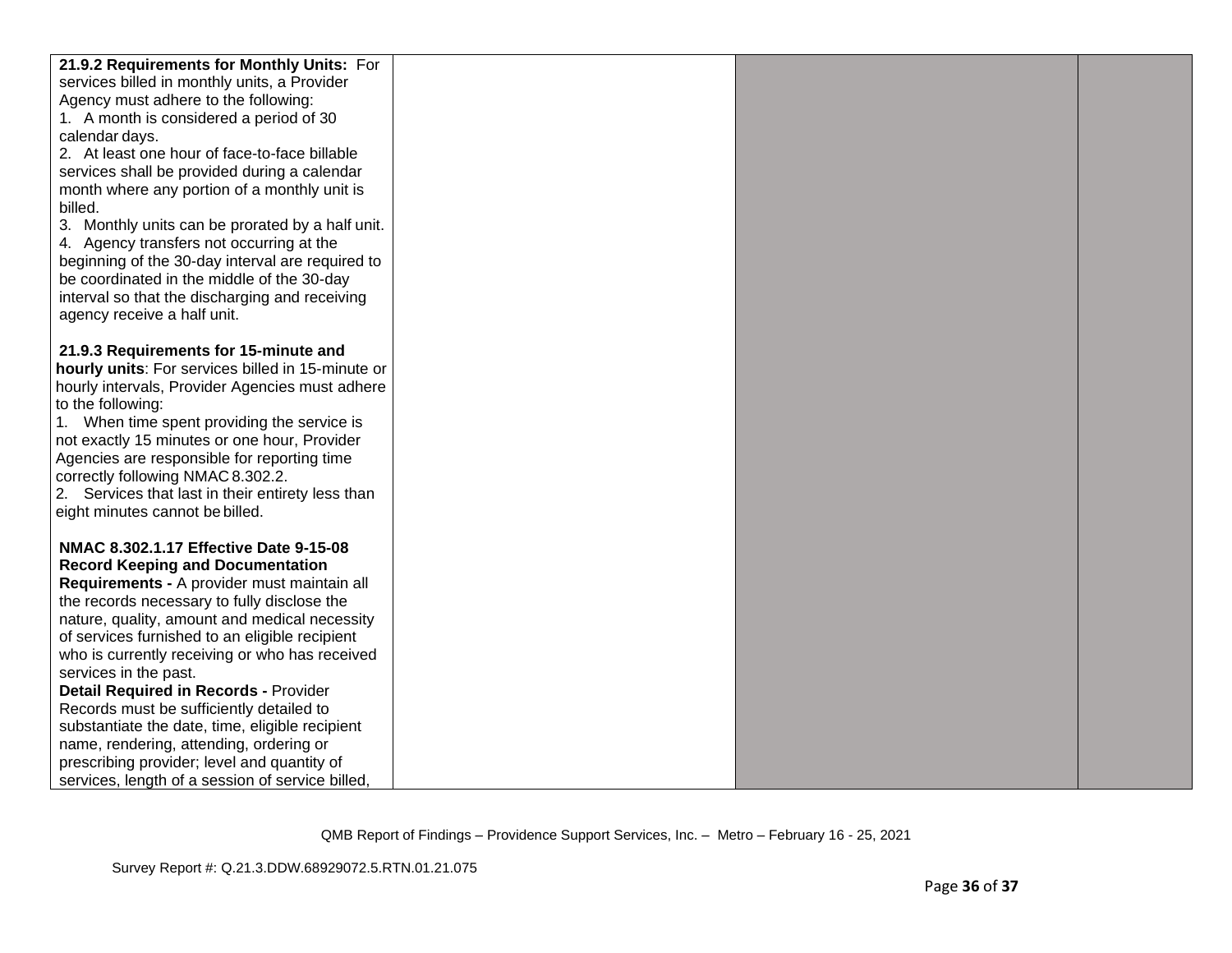| | | | |
|---|---|---|---|
| **21.9.2 Requirements for Monthly Units:** For services billed in monthly units, a Provider Agency must adhere to the following:<br>1. A month is considered a period of 30 calendar days.<br>2. At least one hour of face-to-face billable services shall be provided during a calendar month where any portion of a monthly unit is billed.<br>3. Monthly units can be prorated by a half unit.<br>4. Agency transfers not occurring at the beginning of the 30-day interval are required to be coordinated in the middle of the 30-day interval so that the discharging and receiving agency receive a half unit.<br><br>**21.9.3 Requirements for 15-minute and hourly units**: For services billed in 15-minute or hourly intervals, Provider Agencies must adhere to the following:<br>1. When time spent providing the service is not exactly 15 minutes or one hour, Provider Agencies are responsible for reporting time correctly following NMAC 8.302.2.<br>2. Services that last in their entirety less than eight minutes cannot be billed.<br><br>**NMAC 8.302.1.17 Effective Date 9-15-08 Record Keeping and Documentation Requirements -** A provider must maintain all the records necessary to fully disclose the nature, quality, amount and medical necessity of services furnished to an eligible recipient who is currently receiving or who has received services in the past.<br>**Detail Required in Records -** Provider Records must be sufficiently detailed to substantiate the date, time, eligible recipient name, rendering, attending, ordering or prescribing provider; level and quantity of services, length of a session of service billed, | | | |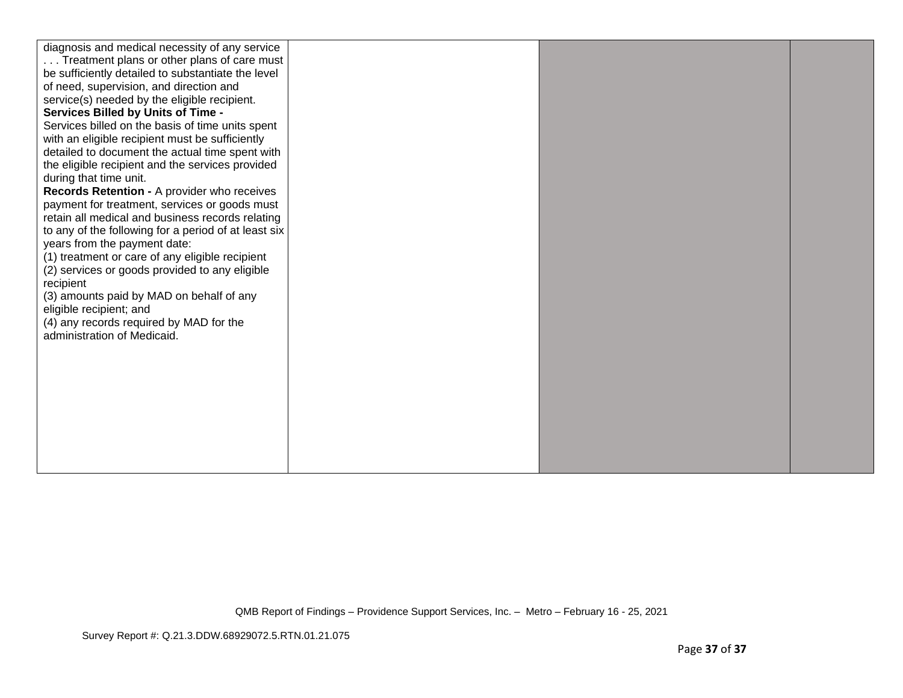| | | | |
|---|---|---|---|
| diagnosis and medical necessity of any service . . . Treatment plans or other plans of care must be sufficiently detailed to substantiate the level of need, supervision, and direction and service(s) needed by the eligible recipient.<br>**Services Billed by Units of Time -**<br>Services billed on the basis of time units spent with an eligible recipient must be sufficiently detailed to document the actual time spent with the eligible recipient and the services provided during that time unit.<br>**Records Retention -** A provider who receives payment for treatment, services or goods must retain all medical and business records relating to any of the following for a period of at least six years from the payment date:<br>(1) treatment or care of any eligible recipient<br>(2) services or goods provided to any eligible recipient<br>(3) amounts paid by MAD on behalf of any eligible recipient; and<br>(4) any records required by MAD for the administration of Medicaid. | | | |

QMB Report of Findings – Providence Support Services, Inc. – Metro – February 16 - 25, 2021

Survey Report #: Q.21.3.DDW.68929072.5.RTN.01.21.075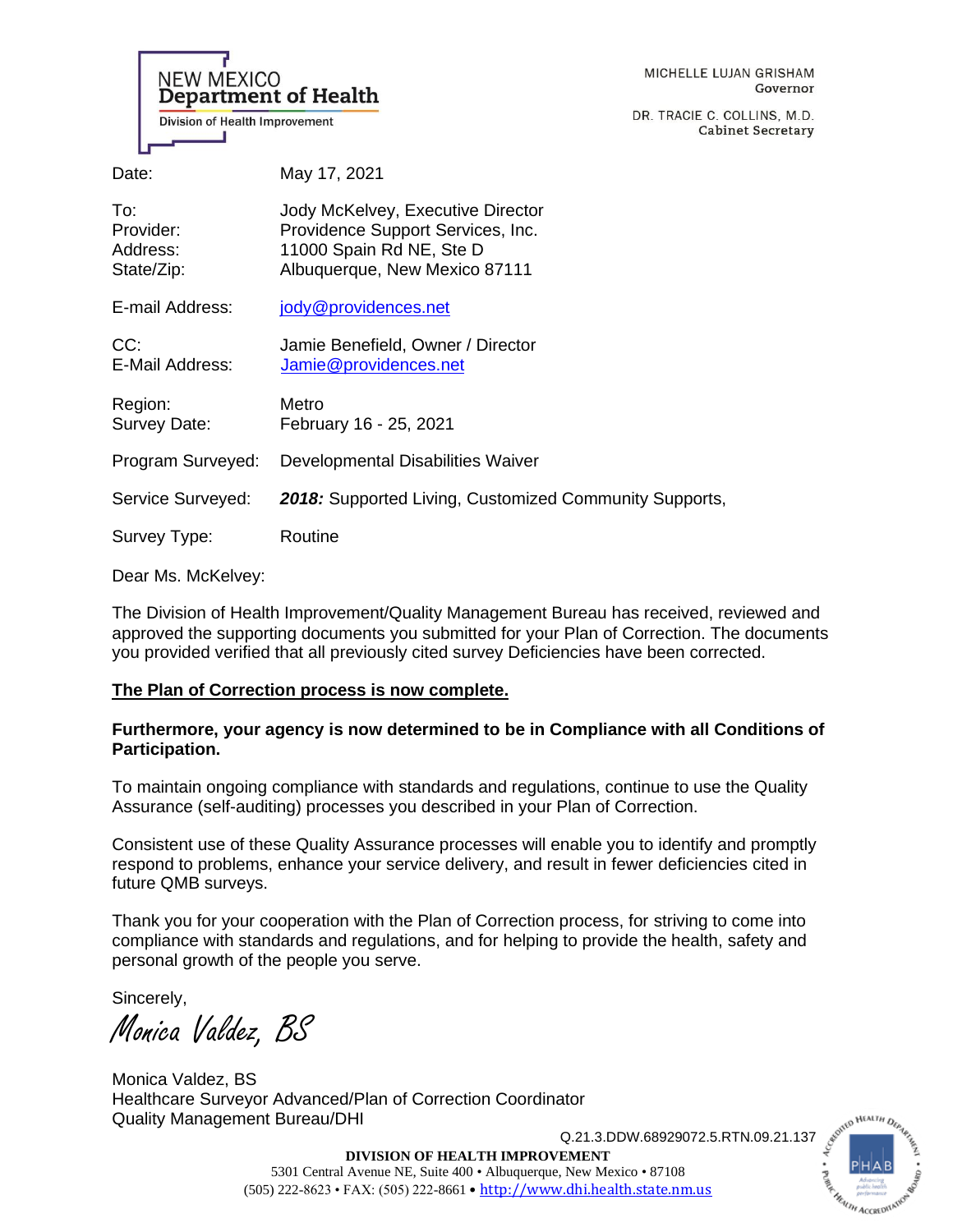NEW MEXICO
**Department of Health**
Division of Health Improvement

MICHELLE LUJAN GRISHAM
Governor

DR. TRACIE C. COLLINS, M.D.
Cabinet Secretary

| | |
|---|---|
| Date: | May 17, 2021 |
| To: | Jody McKelvey, Executive Director |
| Provider: | Providence Support Services, Inc. |
| Address: | 11000 Spain Rd NE, Ste D |
| State/Zip: | Albuquerque, New Mexico 87111 |
| E-mail Address: | jody@providences.net |
| CC: | Jamie Benefield, Owner / Director |
| E-Mail Address: | Jamie@providences.net |
| Region: | Metro |
| Survey Date: | February 16 - 25, 2021 |
| Program Surveyed: | Developmental Disabilities Waiver |
| Service Surveyed: | ***2018:*** Supported Living, Customized Community Supports, |
| Survey Type: | Routine |

Dear Ms. McKelvey:

The Division of Health Improvement/Quality Management Bureau has received, reviewed and approved the supporting documents you submitted for your Plan of Correction. The documents you provided verified that all previously cited survey Deficiencies have been corrected.

**The Plan of Correction process is now complete.**

**Furthermore, your agency is now determined to be in Compliance with all Conditions of Participation.**

To maintain ongoing compliance with standards and regulations, continue to use the Quality Assurance (self-auditing) processes you described in your Plan of Correction.

Consistent use of these Quality Assurance processes will enable you to identify and promptly respond to problems, enhance your service delivery, and result in fewer deficiencies cited in future QMB surveys.

Thank you for your cooperation with the Plan of Correction process, for striving to come into compliance with standards and regulations, and for helping to provide the health, safety and personal growth of the people you serve.

Sincerely,

*Monica Valdez, BS*

Monica Valdez, BS
Healthcare Surveyor Advanced/Plan of Correction Coordinator
Quality Management Bureau/DHI

Q.21.3.DDW.68929072.5.RTN.09.21.137

**DIVISION OF HEALTH IMPROVEMENT**
5301 Central Avenue NE, Suite 400 • Albuquerque, New Mexico • 87108
(505) 222-8623 • FAX: (505) 222-8661 • http://www.dhi.health.state.nm.us